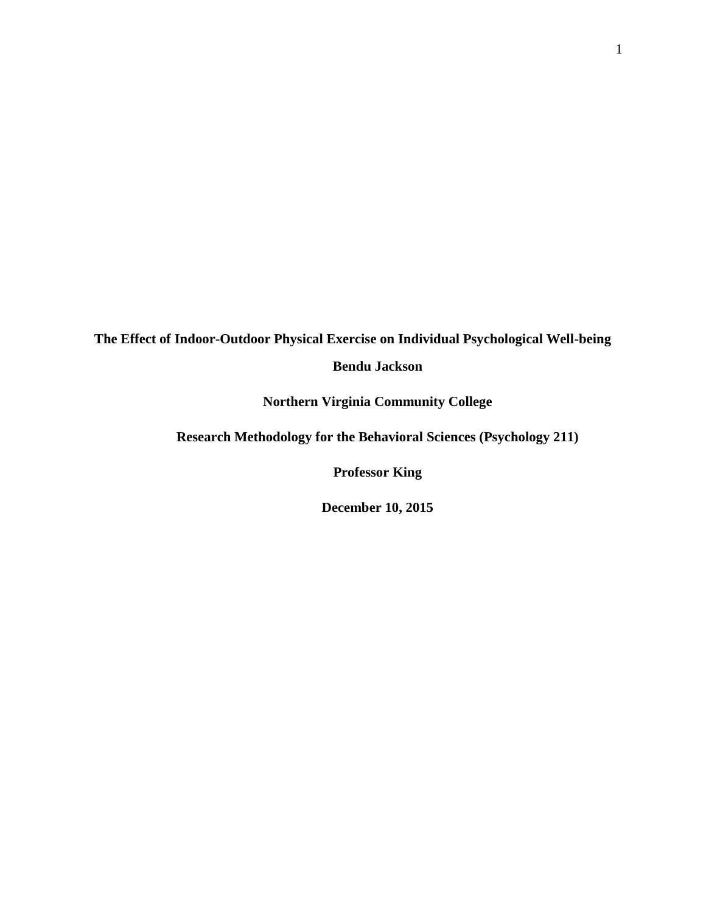**The Effect of Indoor-Outdoor Physical Exercise on Individual Psychological Well-being**

**Bendu Jackson**

**Northern Virginia Community College**

**Research Methodology for the Behavioral Sciences (Psychology 211)**

**Professor King**

**December 10, 2015**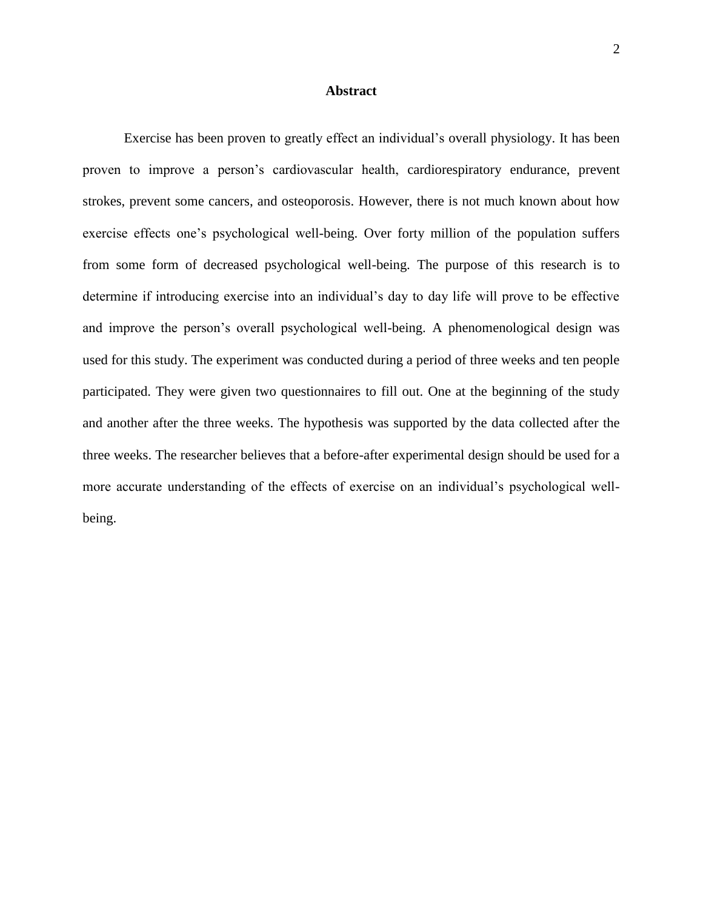# Abstract

Exercise has been proven to greatly effect an individual's overall physiology. It has been proven to improve a person's cardiovascular health, cardiorespiratory endurance, prevent strokes, prevent some cancers, and osteoporosis. However, there is not much known about how exercise effects one's psychological well-being. Over forty million of the population suffers from some form of decreased psychological well-being. The purpose of this research is to determine if introducing exercise into an individual's day to day life will prove to be effective and improve the person's overall psychological well-being. A phenomenological design was used for this study. The experiment was conducted during a period of three weeks and ten people participated. They were given two questionnaires to fill out. One at the beginning of the study and another after the three weeks. The hypothesis was supported by the data collected after the three weeks. The researcher believes that a before-after experimental design should be used for a more accurate understanding of the effects of exercise on an individual's psychological well-being.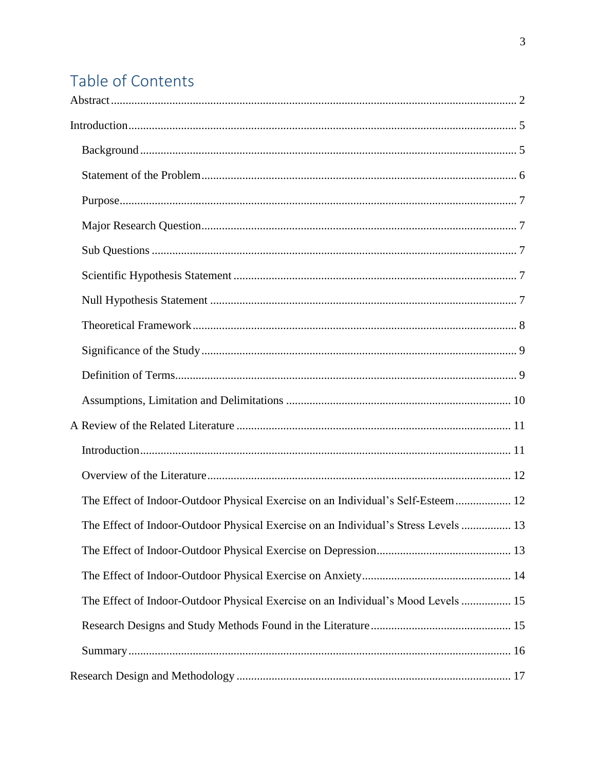# Table of Contents

Abstract ........................................................................................................................ 2

Introduction .................................................................................................................. 5

- Background ............................................................................................................ 5
- Statement of the Problem ....................................................................................... 6
- Purpose ................................................................................................................... 7
- Major Research Question ....................................................................................... 7
- Sub Questions ........................................................................................................ 7
- Scientific Hypothesis Statement ............................................................................ 7
- Null Hypothesis Statement .................................................................................... 7
- Theoretical Framework .......................................................................................... 8
- Significance of the Study ....................................................................................... 9
- Definition of Terms ................................................................................................ 9
- Assumptions, Limitation and Delimitations ......................................................... 10

A Review of the Related Literature ............................................................................ 11

- Introduction .......................................................................................................... 11
- Overview of the Literature ................................................................................... 12
- The Effect of Indoor-Outdoor Physical Exercise on an Individual's Self-Esteem ................... 12
- The Effect of Indoor-Outdoor Physical Exercise on an Individual's Stress Levels ................. 13
- The Effect of Indoor-Outdoor Physical Exercise on Depression ............................................. 13
- The Effect of Indoor-Outdoor Physical Exercise on Anxiety .................................................. 14
- The Effect of Indoor-Outdoor Physical Exercise on an Individual's Mood Levels ................. 15
- Research Designs and Study Methods Found in the Literature ................................................ 15
- Summary ............................................................................................................... 16

Research Design and Methodology ............................................................................ 17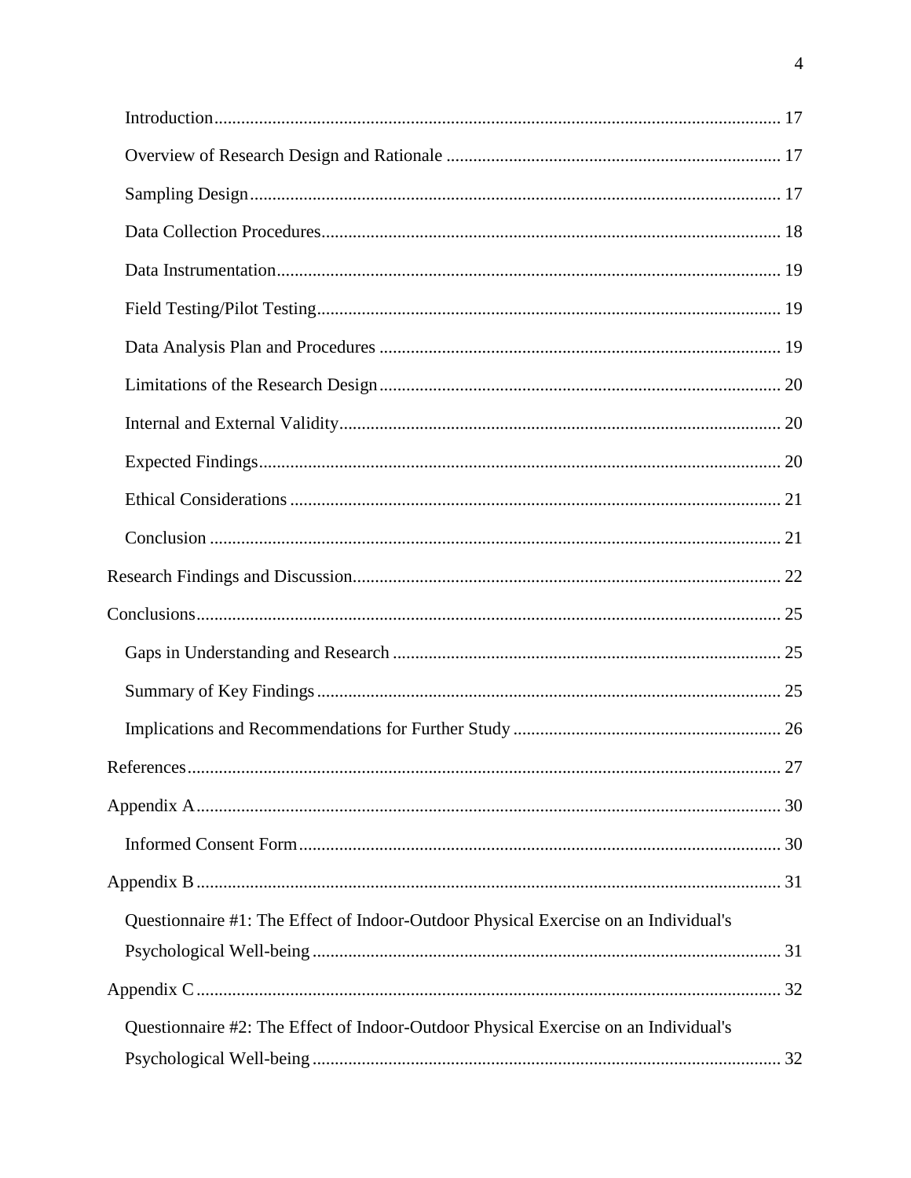- Introduction ... 17
- Overview of Research Design and Rationale ... 17
- Sampling Design ... 17
- Data Collection Procedures ... 18
- Data Instrumentation ... 19
- Field Testing/Pilot Testing ... 19
- Data Analysis Plan and Procedures ... 19
- Limitations of the Research Design ... 20
- Internal and External Validity ... 20
- Expected Findings ... 20
- Ethical Considerations ... 21
- Conclusion ... 21

Research Findings and Discussion ... 22

Conclusions ... 25

- Gaps in Understanding and Research ... 25
- Summary of Key Findings ... 25
- Implications and Recommendations for Further Study ... 26

References ... 27

Appendix A ... 30

- Informed Consent Form ... 30

Appendix B ... 31

- Questionnaire #1: The Effect of Indoor-Outdoor Physical Exercise on an Individual's Psychological Well-being ... 31

Appendix C ... 32

- Questionnaire #2: The Effect of Indoor-Outdoor Physical Exercise on an Individual's Psychological Well-being ... 32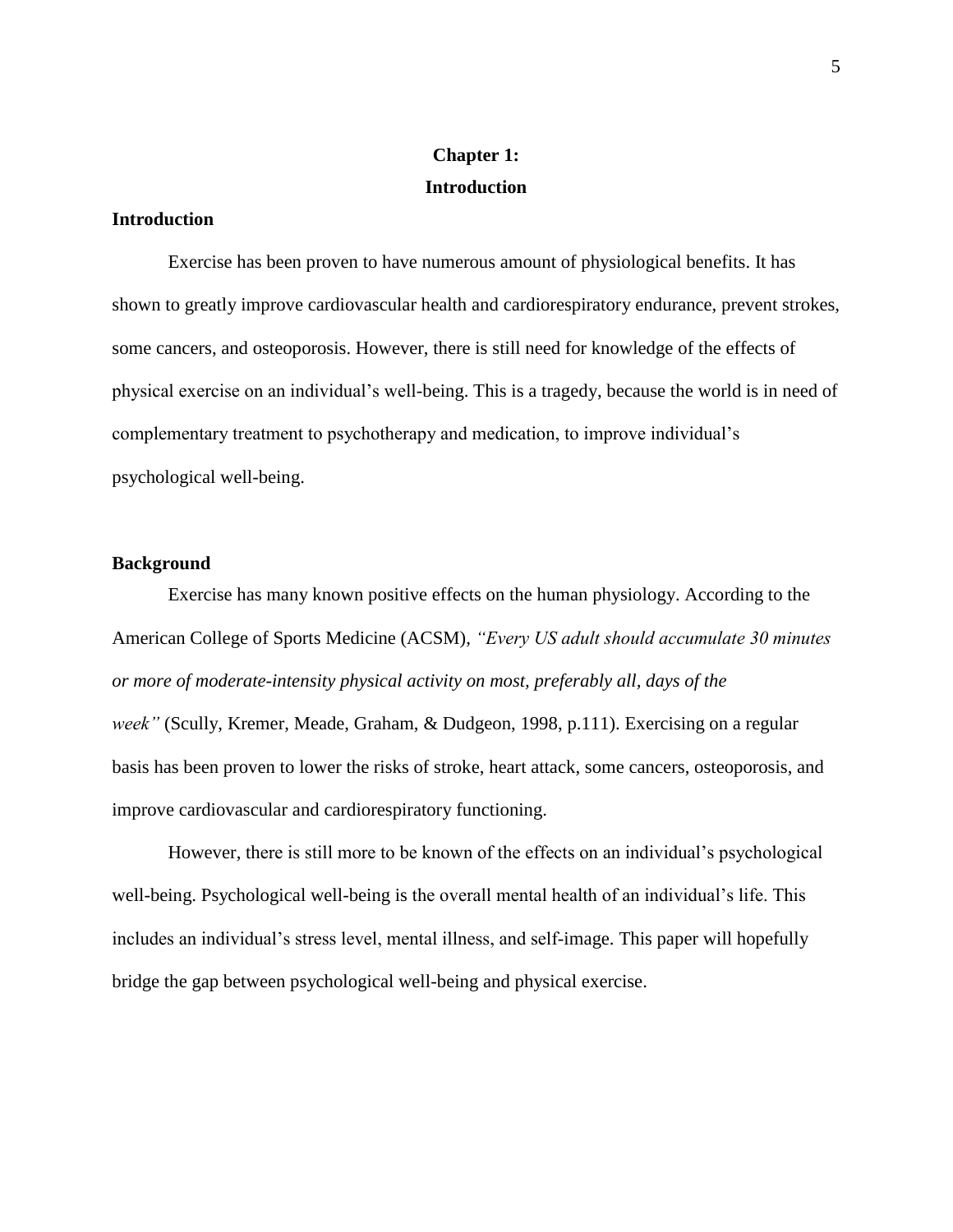# Chapter 1:
# Introduction

## Introduction

Exercise has been proven to have numerous amount of physiological benefits. It has shown to greatly improve cardiovascular health and cardiorespiratory endurance, prevent strokes, some cancers, and osteoporosis. However, there is still need for knowledge of the effects of physical exercise on an individual's well-being. This is a tragedy, because the world is in need of complementary treatment to psychotherapy and medication, to improve individual's psychological well-being.

## Background

Exercise has many known positive effects on the human physiology. According to the American College of Sports Medicine (ACSM), *"Every US adult should accumulate 30 minutes or more of moderate-intensity physical activity on most, preferably all, days of the week"* (Scully, Kremer, Meade, Graham, & Dudgeon, 1998, p.111). Exercising on a regular basis has been proven to lower the risks of stroke, heart attack, some cancers, osteoporosis, and improve cardiovascular and cardiorespiratory functioning.

However, there is still more to be known of the effects on an individual's psychological well-being. Psychological well-being is the overall mental health of an individual's life. This includes an individual's stress level, mental illness, and self-image. This paper will hopefully bridge the gap between psychological well-being and physical exercise.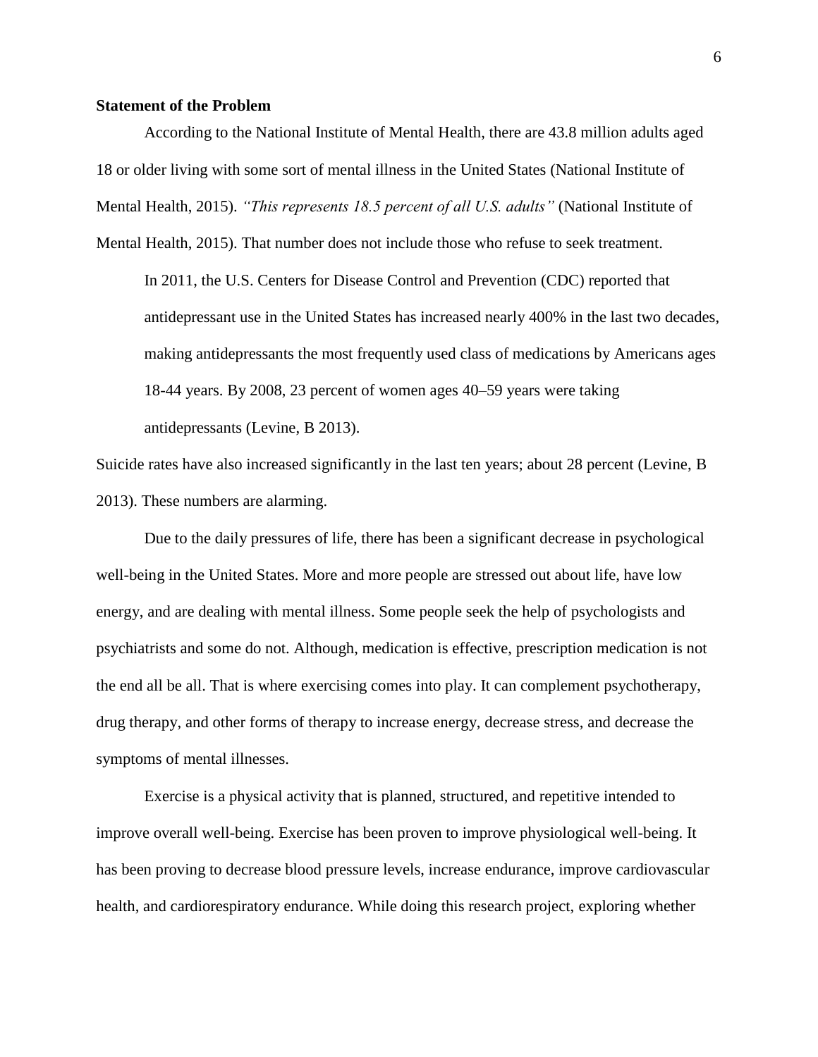**Statement of the Problem**

According to the National Institute of Mental Health, there are 43.8 million adults aged 18 or older living with some sort of mental illness in the United States (National Institute of Mental Health, 2015). *"This represents 18.5 percent of all U.S. adults"* (National Institute of Mental Health, 2015). That number does not include those who refuse to seek treatment.

> In 2011, the U.S. Centers for Disease Control and Prevention (CDC) reported that antidepressant use in the United States has increased nearly 400% in the last two decades, making antidepressants the most frequently used class of medications by Americans ages 18-44 years. By 2008, 23 percent of women ages 40–59 years were taking antidepressants (Levine, B 2013).

Suicide rates have also increased significantly in the last ten years; about 28 percent (Levine, B 2013). These numbers are alarming.

Due to the daily pressures of life, there has been a significant decrease in psychological well-being in the United States. More and more people are stressed out about life, have low energy, and are dealing with mental illness. Some people seek the help of psychologists and psychiatrists and some do not. Although, medication is effective, prescription medication is not the end all be all. That is where exercising comes into play. It can complement psychotherapy, drug therapy, and other forms of therapy to increase energy, decrease stress, and decrease the symptoms of mental illnesses.

Exercise is a physical activity that is planned, structured, and repetitive intended to improve overall well-being. Exercise has been proven to improve physiological well-being. It has been proving to decrease blood pressure levels, increase endurance, improve cardiovascular health, and cardiorespiratory endurance. While doing this research project, exploring whether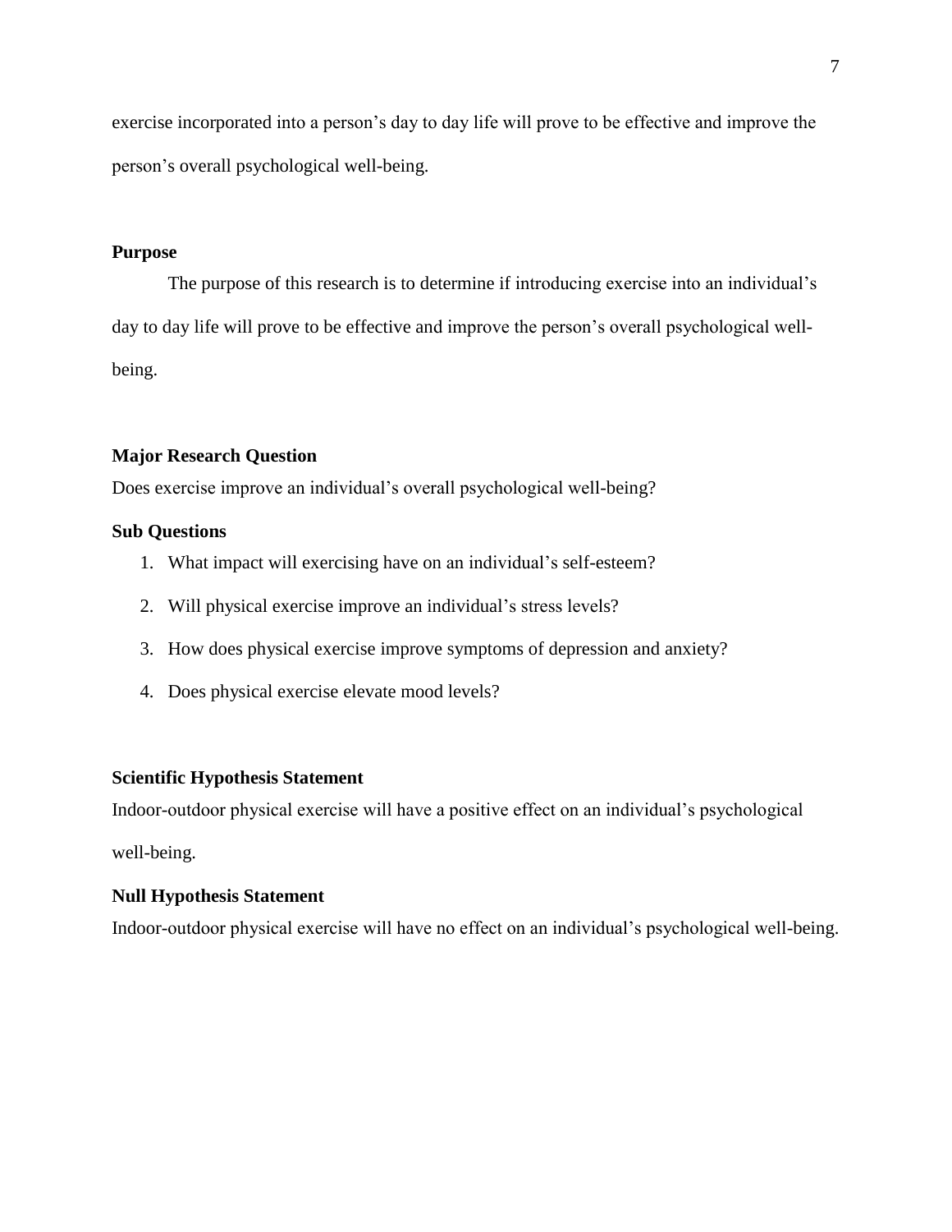exercise incorporated into a person's day to day life will prove to be effective and improve the person's overall psychological well-being.

### Purpose

The purpose of this research is to determine if introducing exercise into an individual's day to day life will prove to be effective and improve the person's overall psychological well-being.

### Major Research Question

Does exercise improve an individual's overall psychological well-being?

### Sub Questions

1. What impact will exercising have on an individual's self-esteem?
2. Will physical exercise improve an individual's stress levels?
3. How does physical exercise improve symptoms of depression and anxiety?
4. Does physical exercise elevate mood levels?

### Scientific Hypothesis Statement

Indoor-outdoor physical exercise will have a positive effect on an individual's psychological well-being.

### Null Hypothesis Statement

Indoor-outdoor physical exercise will have no effect on an individual's psychological well-being.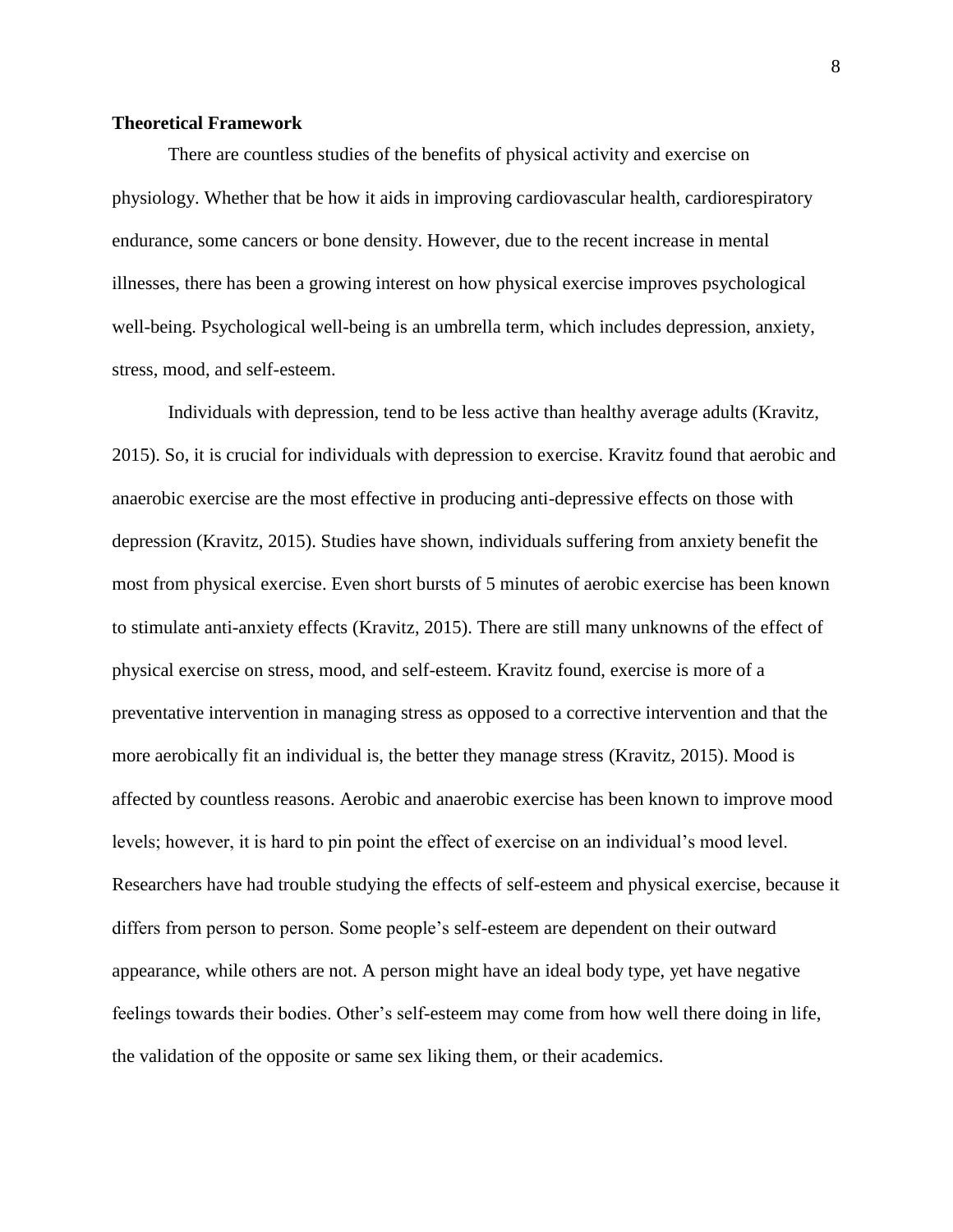**Theoretical Framework**

There are countless studies of the benefits of physical activity and exercise on physiology. Whether that be how it aids in improving cardiovascular health, cardiorespiratory endurance, some cancers or bone density. However, due to the recent increase in mental illnesses, there has been a growing interest on how physical exercise improves psychological well-being. Psychological well-being is an umbrella term, which includes depression, anxiety, stress, mood, and self-esteem.

Individuals with depression, tend to be less active than healthy average adults (Kravitz, 2015). So, it is crucial for individuals with depression to exercise. Kravitz found that aerobic and anaerobic exercise are the most effective in producing anti-depressive effects on those with depression (Kravitz, 2015). Studies have shown, individuals suffering from anxiety benefit the most from physical exercise. Even short bursts of 5 minutes of aerobic exercise has been known to stimulate anti-anxiety effects (Kravitz, 2015). There are still many unknowns of the effect of physical exercise on stress, mood, and self-esteem. Kravitz found, exercise is more of a preventative intervention in managing stress as opposed to a corrective intervention and that the more aerobically fit an individual is, the better they manage stress (Kravitz, 2015). Mood is affected by countless reasons. Aerobic and anaerobic exercise has been known to improve mood levels; however, it is hard to pin point the effect of exercise on an individual's mood level. Researchers have had trouble studying the effects of self-esteem and physical exercise, because it differs from person to person. Some people's self-esteem are dependent on their outward appearance, while others are not. A person might have an ideal body type, yet have negative feelings towards their bodies. Other's self-esteem may come from how well there doing in life, the validation of the opposite or same sex liking them, or their academics.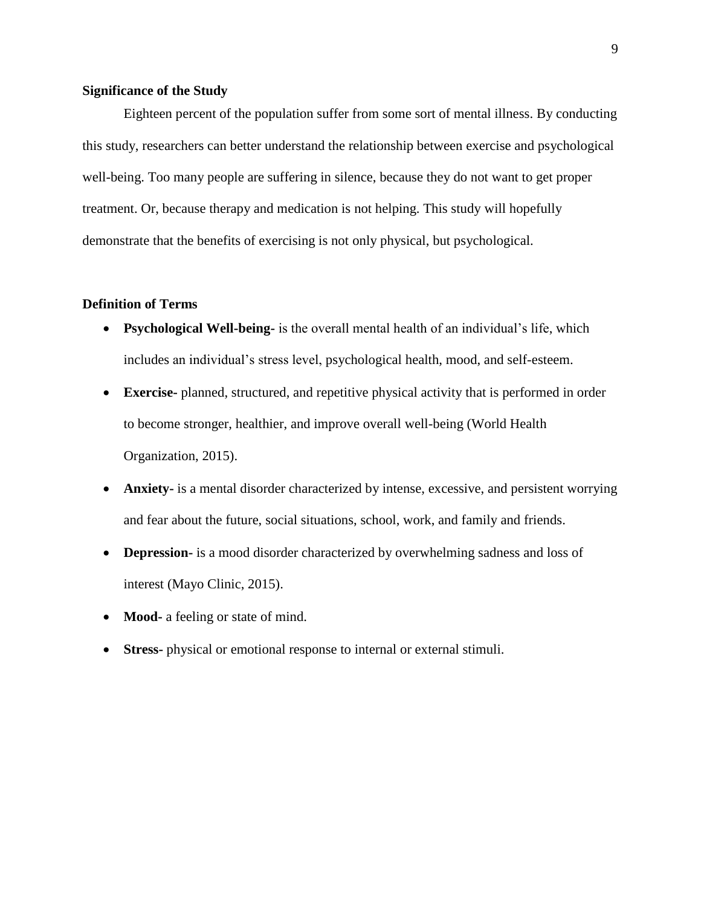## Significance of the Study

Eighteen percent of the population suffer from some sort of mental illness. By conducting this study, researchers can better understand the relationship between exercise and psychological well-being. Too many people are suffering in silence, because they do not want to get proper treatment. Or, because therapy and medication is not helping. This study will hopefully demonstrate that the benefits of exercising is not only physical, but psychological.

## Definition of Terms

- **Psychological Well-being-** is the overall mental health of an individual's life, which includes an individual's stress level, psychological health, mood, and self-esteem.
- **Exercise-** planned, structured, and repetitive physical activity that is performed in order to become stronger, healthier, and improve overall well-being (World Health Organization, 2015).
- **Anxiety-** is a mental disorder characterized by intense, excessive, and persistent worrying and fear about the future, social situations, school, work, and family and friends.
- **Depression-** is a mood disorder characterized by overwhelming sadness and loss of interest (Mayo Clinic, 2015).
- **Mood-** a feeling or state of mind.
- **Stress-** physical or emotional response to internal or external stimuli.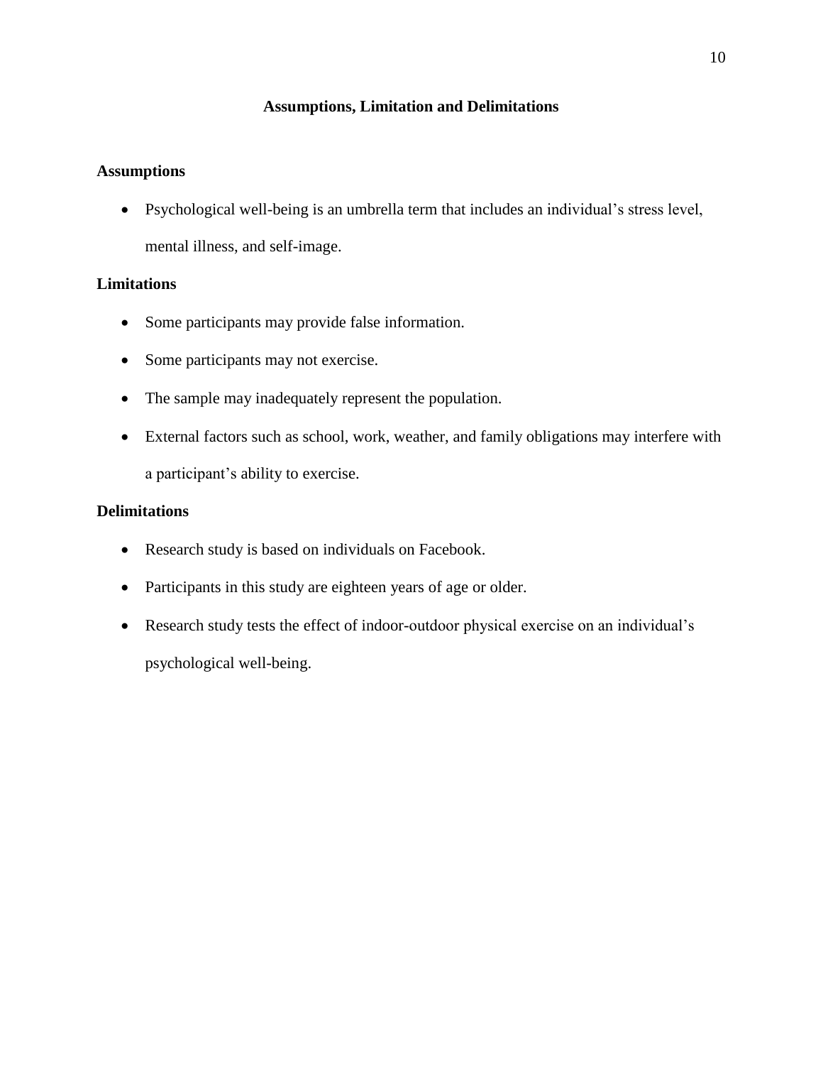## Assumptions, Limitation and Delimitations

### Assumptions

- Psychological well-being is an umbrella term that includes an individual's stress level, mental illness, and self-image.

### Limitations

- Some participants may provide false information.
- Some participants may not exercise.
- The sample may inadequately represent the population.
- External factors such as school, work, weather, and family obligations may interfere with a participant's ability to exercise.

### Delimitations

- Research study is based on individuals on Facebook.
- Participants in this study are eighteen years of age or older.
- Research study tests the effect of indoor-outdoor physical exercise on an individual's psychological well-being.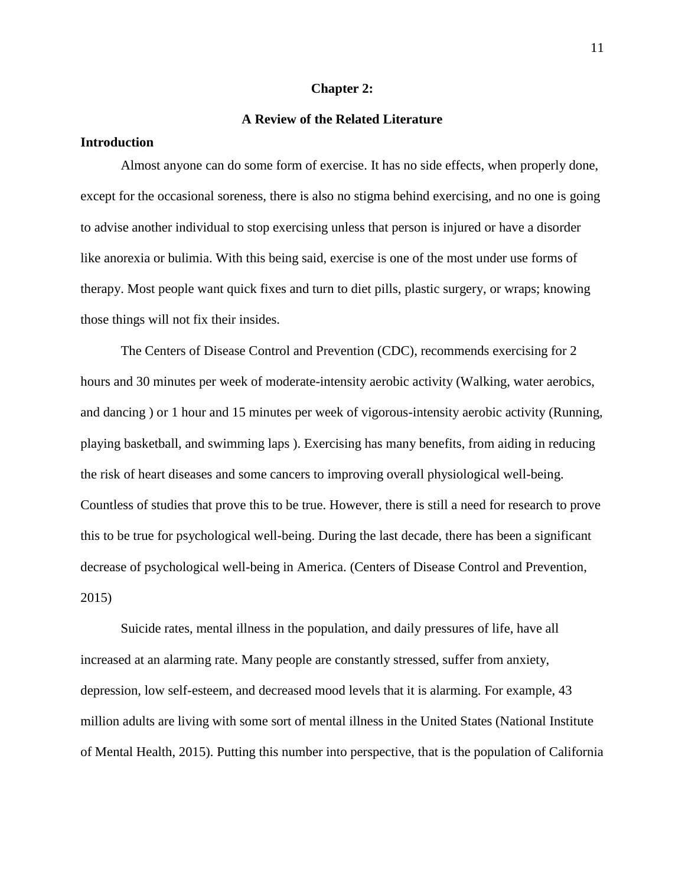# Chapter 2:

## A Review of the Related Literature

### Introduction

Almost anyone can do some form of exercise. It has no side effects, when properly done, except for the occasional soreness, there is also no stigma behind exercising, and no one is going to advise another individual to stop exercising unless that person is injured or have a disorder like anorexia or bulimia. With this being said, exercise is one of the most under use forms of therapy. Most people want quick fixes and turn to diet pills, plastic surgery, or wraps; knowing those things will not fix their insides.

The Centers of Disease Control and Prevention (CDC), recommends exercising for 2 hours and 30 minutes per week of moderate-intensity aerobic activity (Walking, water aerobics, and dancing ) or 1 hour and 15 minutes per week of vigorous-intensity aerobic activity (Running, playing basketball, and swimming laps ). Exercising has many benefits, from aiding in reducing the risk of heart diseases and some cancers to improving overall physiological well-being. Countless of studies that prove this to be true. However, there is still a need for research to prove this to be true for psychological well-being. During the last decade, there has been a significant decrease of psychological well-being in America. (Centers of Disease Control and Prevention, 2015)

Suicide rates, mental illness in the population, and daily pressures of life, have all increased at an alarming rate. Many people are constantly stressed, suffer from anxiety, depression, low self-esteem, and decreased mood levels that it is alarming. For example, 43 million adults are living with some sort of mental illness in the United States (National Institute of Mental Health, 2015). Putting this number into perspective, that is the population of California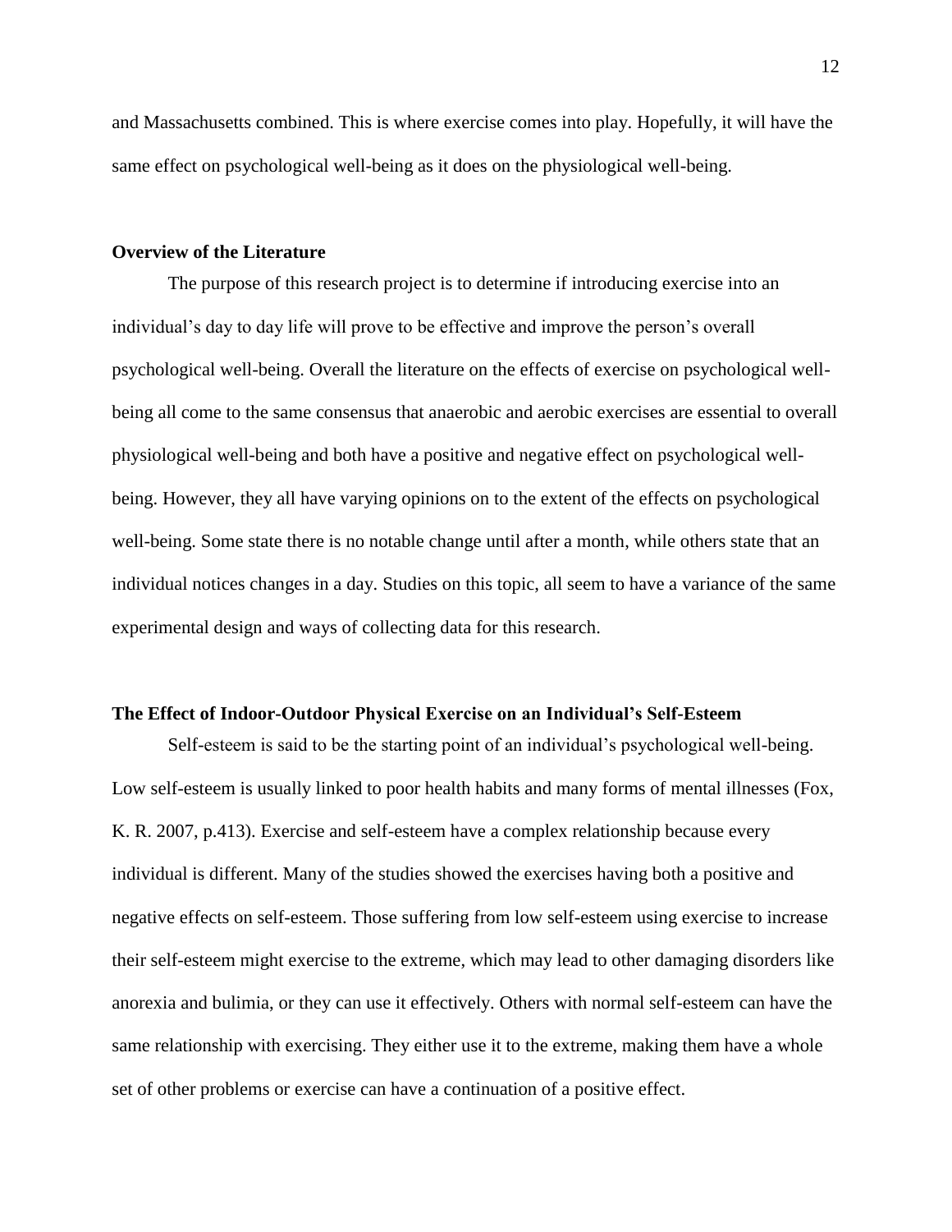and Massachusetts combined. This is where exercise comes into play. Hopefully, it will have the same effect on psychological well-being as it does on the physiological well-being.

**Overview of the Literature**

The purpose of this research project is to determine if introducing exercise into an individual's day to day life will prove to be effective and improve the person's overall psychological well-being. Overall the literature on the effects of exercise on psychological well-being all come to the same consensus that anaerobic and aerobic exercises are essential to overall physiological well-being and both have a positive and negative effect on psychological well-being. However, they all have varying opinions on to the extent of the effects on psychological well-being. Some state there is no notable change until after a month, while others state that an individual notices changes in a day. Studies on this topic, all seem to have a variance of the same experimental design and ways of collecting data for this research.

**The Effect of Indoor-Outdoor Physical Exercise on an Individual's Self-Esteem**

Self-esteem is said to be the starting point of an individual's psychological well-being. Low self-esteem is usually linked to poor health habits and many forms of mental illnesses (Fox, K. R. 2007, p.413). Exercise and self-esteem have a complex relationship because every individual is different. Many of the studies showed the exercises having both a positive and negative effects on self-esteem. Those suffering from low self-esteem using exercise to increase their self-esteem might exercise to the extreme, which may lead to other damaging disorders like anorexia and bulimia, or they can use it effectively. Others with normal self-esteem can have the same relationship with exercising. They either use it to the extreme, making them have a whole set of other problems or exercise can have a continuation of a positive effect.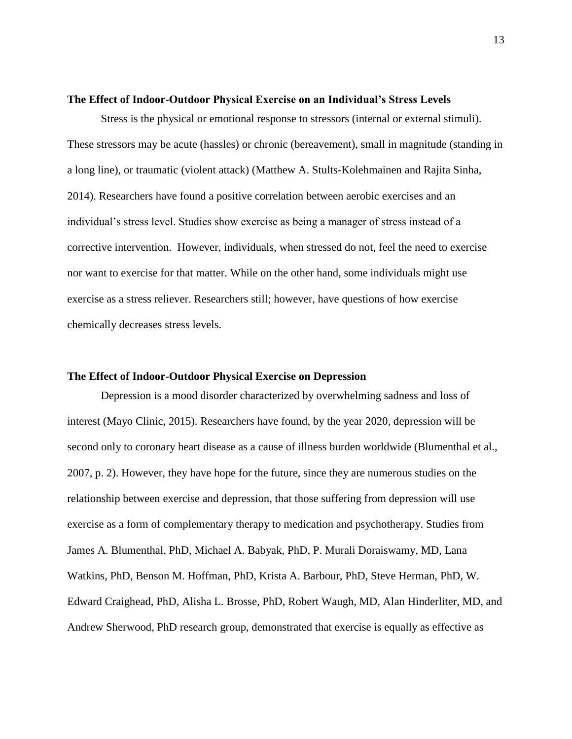**The Effect of Indoor-Outdoor Physical Exercise on an Individual's Stress Levels**

Stress is the physical or emotional response to stressors (internal or external stimuli). These stressors may be acute (hassles) or chronic (bereavement), small in magnitude (standing in a long line), or traumatic (violent attack) (Matthew A. Stults-Kolehmainen and Rajita Sinha, 2014). Researchers have found a positive correlation between aerobic exercises and an individual's stress level. Studies show exercise as being a manager of stress instead of a corrective intervention. However, individuals, when stressed do not, feel the need to exercise nor want to exercise for that matter. While on the other hand, some individuals might use exercise as a stress reliever. Researchers still; however, have questions of how exercise chemically decreases stress levels.

**The Effect of Indoor-Outdoor Physical Exercise on Depression**

Depression is a mood disorder characterized by overwhelming sadness and loss of interest (Mayo Clinic, 2015). Researchers have found, by the year 2020, depression will be second only to coronary heart disease as a cause of illness burden worldwide (Blumenthal et al., 2007, p. 2). However, they have hope for the future, since they are numerous studies on the relationship between exercise and depression, that those suffering from depression will use exercise as a form of complementary therapy to medication and psychotherapy. Studies from James A. Blumenthal, PhD, Michael A. Babyak, PhD, P. Murali Doraiswamy, MD, Lana Watkins, PhD, Benson M. Hoffman, PhD, Krista A. Barbour, PhD, Steve Herman, PhD, W. Edward Craighead, PhD, Alisha L. Brosse, PhD, Robert Waugh, MD, Alan Hinderliter, MD, and Andrew Sherwood, PhD research group, demonstrated that exercise is equally as effective as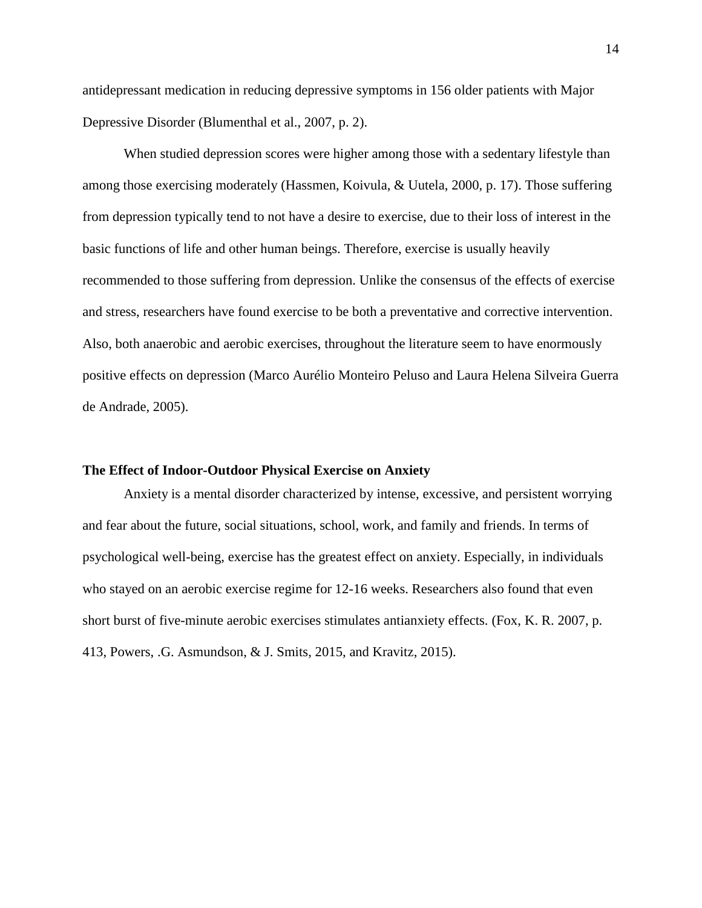antidepressant medication in reducing depressive symptoms in 156 older patients with Major Depressive Disorder (Blumenthal et al., 2007, p. 2).

When studied depression scores were higher among those with a sedentary lifestyle than among those exercising moderately (Hassmen, Koivula, & Uutela, 2000, p. 17). Those suffering from depression typically tend to not have a desire to exercise, due to their loss of interest in the basic functions of life and other human beings. Therefore, exercise is usually heavily recommended to those suffering from depression. Unlike the consensus of the effects of exercise and stress, researchers have found exercise to be both a preventative and corrective intervention. Also, both anaerobic and aerobic exercises, throughout the literature seem to have enormously positive effects on depression (Marco Aurélio Monteiro Peluso and Laura Helena Silveira Guerra de Andrade, 2005).

**The Effect of Indoor-Outdoor Physical Exercise on Anxiety**

Anxiety is a mental disorder characterized by intense, excessive, and persistent worrying and fear about the future, social situations, school, work, and family and friends. In terms of psychological well-being, exercise has the greatest effect on anxiety. Especially, in individuals who stayed on an aerobic exercise regime for 12-16 weeks. Researchers also found that even short burst of five-minute aerobic exercises stimulates antianxiety effects. (Fox, K. R. 2007, p. 413, Powers, .G. Asmundson, & J. Smits, 2015, and Kravitz, 2015).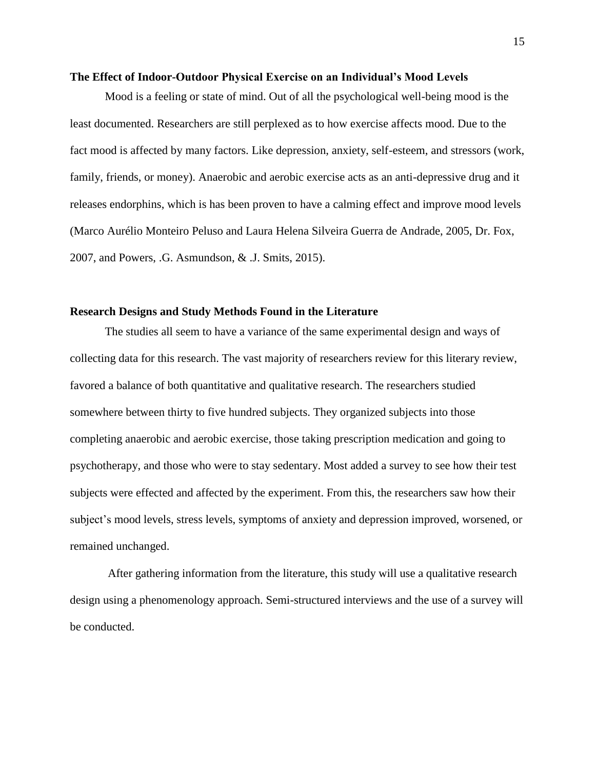**The Effect of Indoor-Outdoor Physical Exercise on an Individual's Mood Levels**

Mood is a feeling or state of mind. Out of all the psychological well-being mood is the least documented. Researchers are still perplexed as to how exercise affects mood. Due to the fact mood is affected by many factors. Like depression, anxiety, self-esteem, and stressors (work, family, friends, or money). Anaerobic and aerobic exercise acts as an anti-depressive drug and it releases endorphins, which is has been proven to have a calming effect and improve mood levels (Marco Aurélio Monteiro Peluso and Laura Helena Silveira Guerra de Andrade, 2005, Dr. Fox, 2007, and Powers, .G. Asmundson, & .J. Smits, 2015).

**Research Designs and Study Methods Found in the Literature**

The studies all seem to have a variance of the same experimental design and ways of collecting data for this research. The vast majority of researchers review for this literary review, favored a balance of both quantitative and qualitative research. The researchers studied somewhere between thirty to five hundred subjects. They organized subjects into those completing anaerobic and aerobic exercise, those taking prescription medication and going to psychotherapy, and those who were to stay sedentary. Most added a survey to see how their test subjects were effected and affected by the experiment. From this, the researchers saw how their subject's mood levels, stress levels, symptoms of anxiety and depression improved, worsened, or remained unchanged.

After gathering information from the literature, this study will use a qualitative research design using a phenomenology approach. Semi-structured interviews and the use of a survey will be conducted.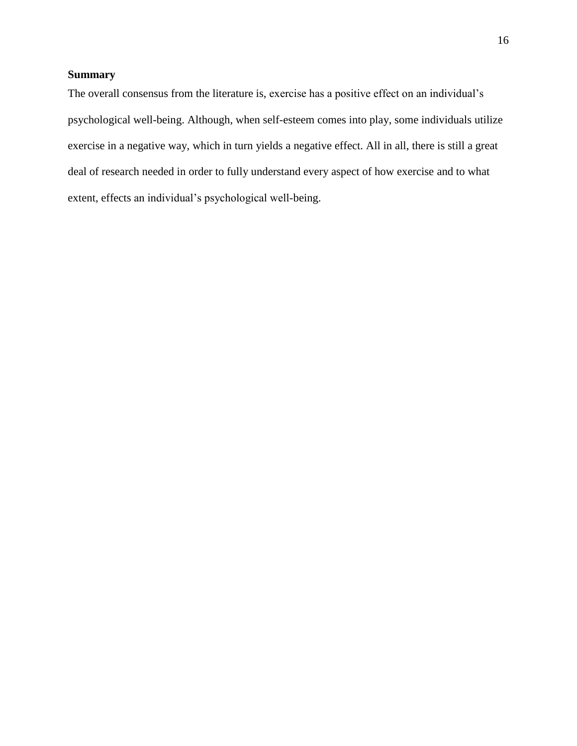**Summary**

The overall consensus from the literature is, exercise has a positive effect on an individual's psychological well-being. Although, when self-esteem comes into play, some individuals utilize exercise in a negative way, which in turn yields a negative effect. All in all, there is still a great deal of research needed in order to fully understand every aspect of how exercise and to what extent, effects an individual's psychological well-being.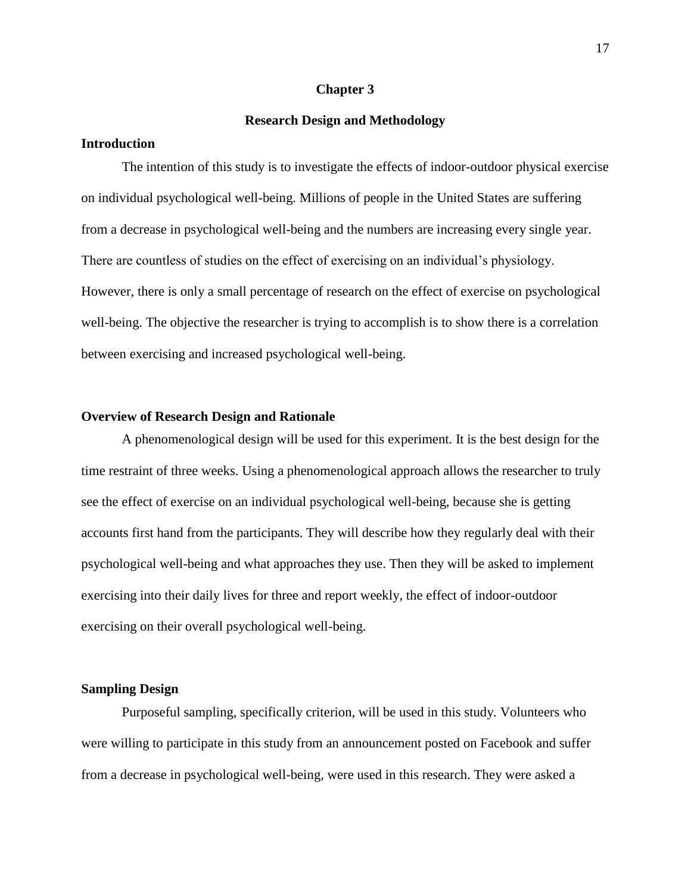# Chapter 3

## Research Design and Methodology

### Introduction

The intention of this study is to investigate the effects of indoor-outdoor physical exercise on individual psychological well-being. Millions of people in the United States are suffering from a decrease in psychological well-being and the numbers are increasing every single year. There are countless of studies on the effect of exercising on an individual's physiology. However, there is only a small percentage of research on the effect of exercise on psychological well-being. The objective the researcher is trying to accomplish is to show there is a correlation between exercising and increased psychological well-being.

### Overview of Research Design and Rationale

A phenomenological design will be used for this experiment. It is the best design for the time restraint of three weeks. Using a phenomenological approach allows the researcher to truly see the effect of exercise on an individual psychological well-being, because she is getting accounts first hand from the participants. They will describe how they regularly deal with their psychological well-being and what approaches they use. Then they will be asked to implement exercising into their daily lives for three and report weekly, the effect of indoor-outdoor exercising on their overall psychological well-being.

### Sampling Design

Purposeful sampling, specifically criterion, will be used in this study. Volunteers who were willing to participate in this study from an announcement posted on Facebook and suffer from a decrease in psychological well-being, were used in this research. They were asked a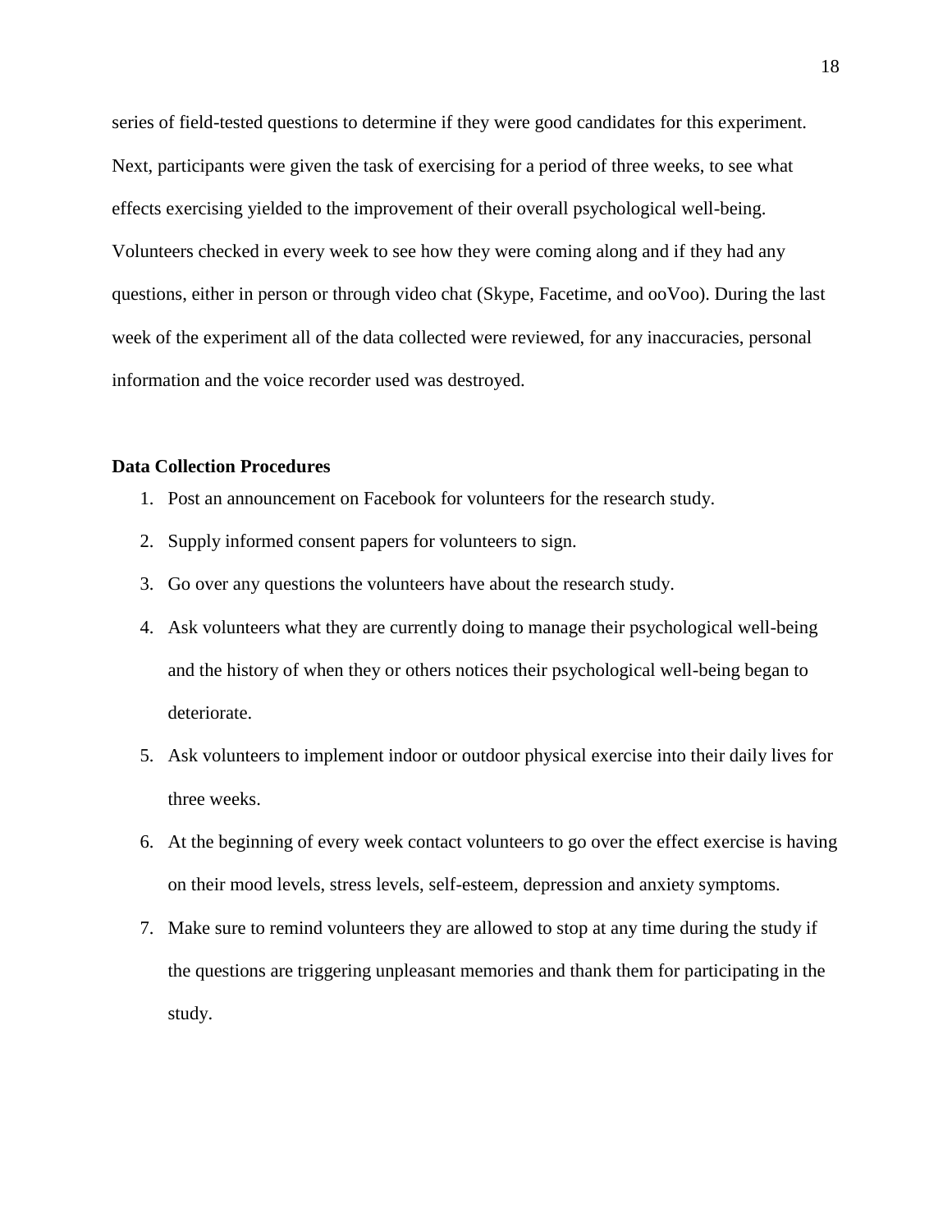series of field-tested questions to determine if they were good candidates for this experiment. Next, participants were given the task of exercising for a period of three weeks, to see what effects exercising yielded to the improvement of their overall psychological well-being. Volunteers checked in every week to see how they were coming along and if they had any questions, either in person or through video chat (Skype, Facetime, and ooVoo). During the last week of the experiment all of the data collected were reviewed, for any inaccuracies, personal information and the voice recorder used was destroyed.

**Data Collection Procedures**

1. Post an announcement on Facebook for volunteers for the research study.
2. Supply informed consent papers for volunteers to sign.
3. Go over any questions the volunteers have about the research study.
4. Ask volunteers what they are currently doing to manage their psychological well-being and the history of when they or others notices their psychological well-being began to deteriorate.
5. Ask volunteers to implement indoor or outdoor physical exercise into their daily lives for three weeks.
6. At the beginning of every week contact volunteers to go over the effect exercise is having on their mood levels, stress levels, self-esteem, depression and anxiety symptoms.
7. Make sure to remind volunteers they are allowed to stop at any time during the study if the questions are triggering unpleasant memories and thank them for participating in the study.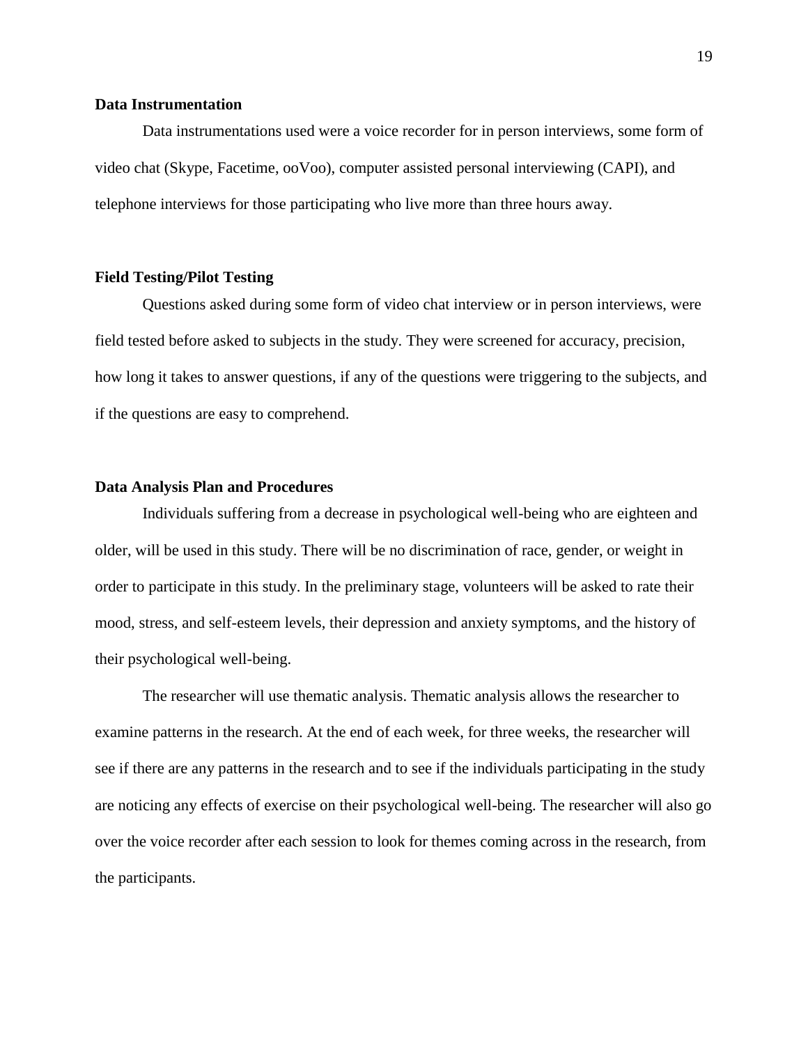**Data Instrumentation**

Data instrumentations used were a voice recorder for in person interviews, some form of video chat (Skype, Facetime, ooVoo), computer assisted personal interviewing (CAPI), and telephone interviews for those participating who live more than three hours away.

**Field Testing/Pilot Testing**

Questions asked during some form of video chat interview or in person interviews, were field tested before asked to subjects in the study. They were screened for accuracy, precision, how long it takes to answer questions, if any of the questions were triggering to the subjects, and if the questions are easy to comprehend.

**Data Analysis Plan and Procedures**

Individuals suffering from a decrease in psychological well-being who are eighteen and older, will be used in this study. There will be no discrimination of race, gender, or weight in order to participate in this study. In the preliminary stage, volunteers will be asked to rate their mood, stress, and self-esteem levels, their depression and anxiety symptoms, and the history of their psychological well-being.

The researcher will use thematic analysis. Thematic analysis allows the researcher to examine patterns in the research. At the end of each week, for three weeks, the researcher will see if there are any patterns in the research and to see if the individuals participating in the study are noticing any effects of exercise on their psychological well-being. The researcher will also go over the voice recorder after each session to look for themes coming across in the research, from the participants.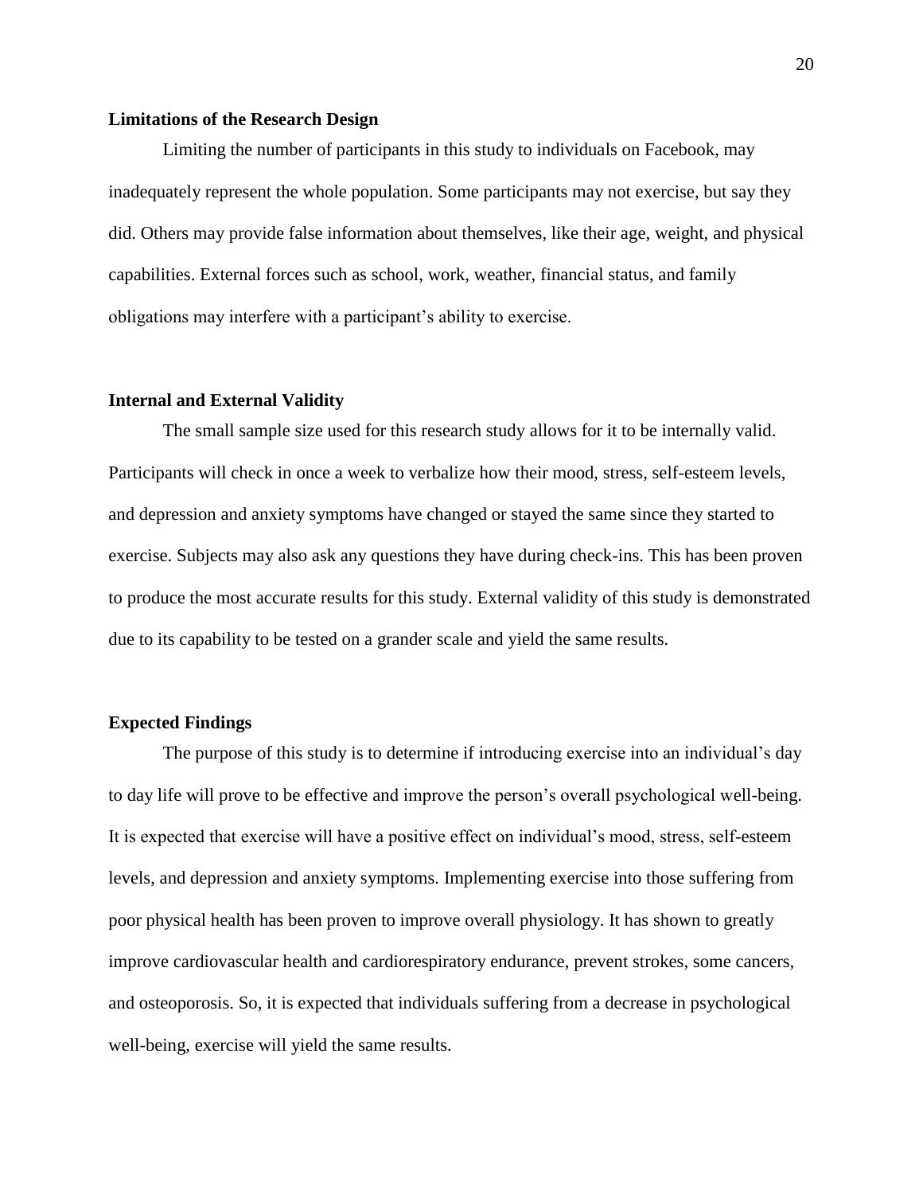**Limitations of the Research Design**

Limiting the number of participants in this study to individuals on Facebook, may inadequately represent the whole population. Some participants may not exercise, but say they did. Others may provide false information about themselves, like their age, weight, and physical capabilities. External forces such as school, work, weather, financial status, and family obligations may interfere with a participant's ability to exercise.

**Internal and External Validity**

The small sample size used for this research study allows for it to be internally valid. Participants will check in once a week to verbalize how their mood, stress, self-esteem levels, and depression and anxiety symptoms have changed or stayed the same since they started to exercise. Subjects may also ask any questions they have during check-ins. This has been proven to produce the most accurate results for this study. External validity of this study is demonstrated due to its capability to be tested on a grander scale and yield the same results.

**Expected Findings**

The purpose of this study is to determine if introducing exercise into an individual's day to day life will prove to be effective and improve the person's overall psychological well-being. It is expected that exercise will have a positive effect on individual's mood, stress, self-esteem levels, and depression and anxiety symptoms. Implementing exercise into those suffering from poor physical health has been proven to improve overall physiology. It has shown to greatly improve cardiovascular health and cardiorespiratory endurance, prevent strokes, some cancers, and osteoporosis. So, it is expected that individuals suffering from a decrease in psychological well-being, exercise will yield the same results.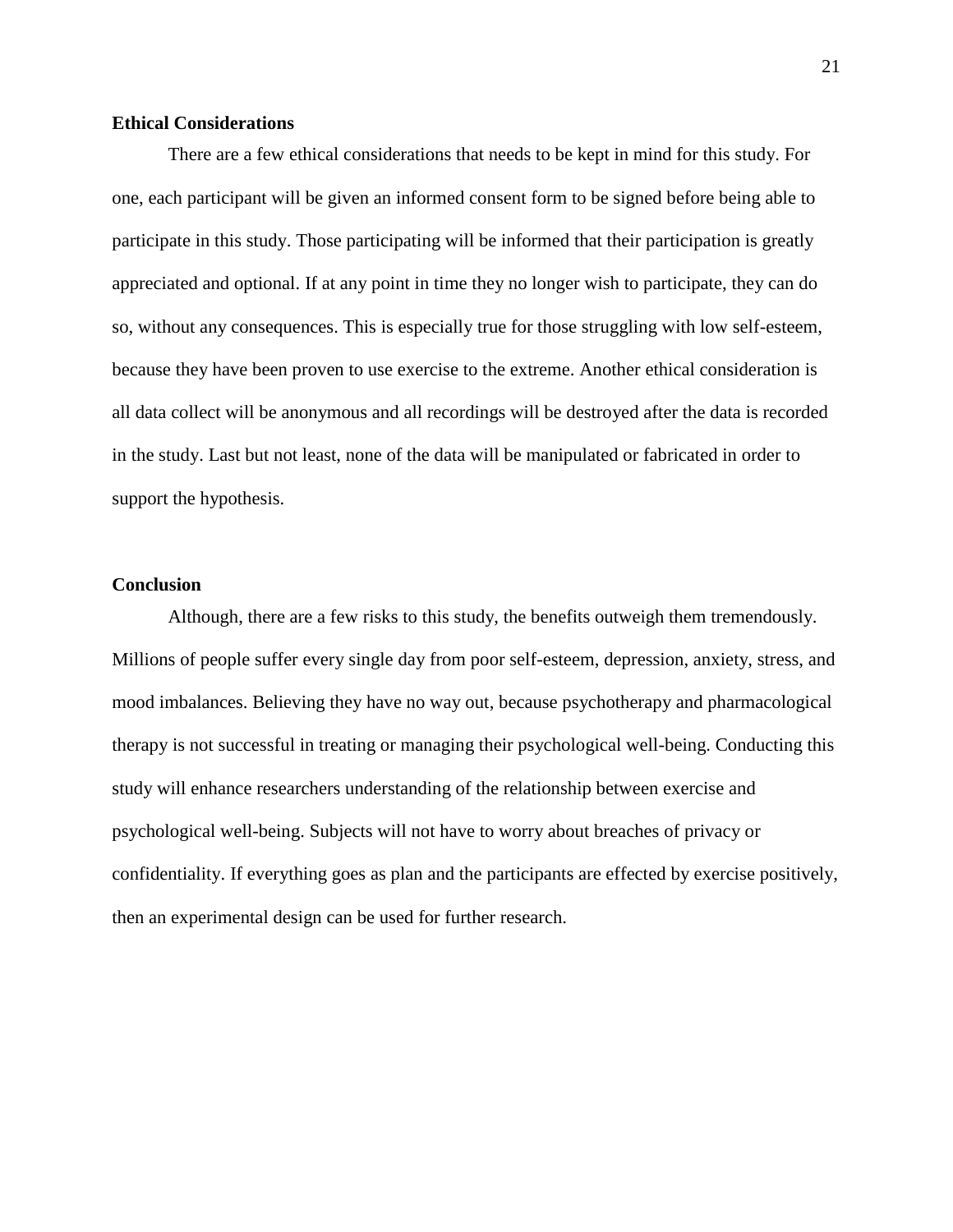**Ethical Considerations**

There are a few ethical considerations that needs to be kept in mind for this study. For one, each participant will be given an informed consent form to be signed before being able to participate in this study. Those participating will be informed that their participation is greatly appreciated and optional. If at any point in time they no longer wish to participate, they can do so, without any consequences. This is especially true for those struggling with low self-esteem, because they have been proven to use exercise to the extreme. Another ethical consideration is all data collect will be anonymous and all recordings will be destroyed after the data is recorded in the study. Last but not least, none of the data will be manipulated or fabricated in order to support the hypothesis.

**Conclusion**

Although, there are a few risks to this study, the benefits outweigh them tremendously. Millions of people suffer every single day from poor self-esteem, depression, anxiety, stress, and mood imbalances. Believing they have no way out, because psychotherapy and pharmacological therapy is not successful in treating or managing their psychological well-being. Conducting this study will enhance researchers understanding of the relationship between exercise and psychological well-being. Subjects will not have to worry about breaches of privacy or confidentiality. If everything goes as plan and the participants are effected by exercise positively, then an experimental design can be used for further research.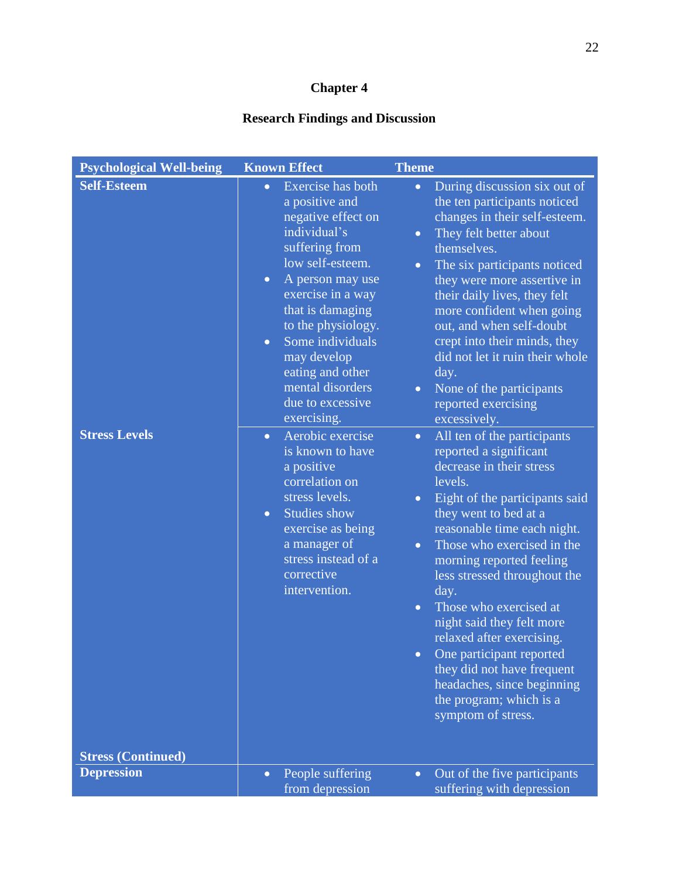# Chapter 4

## Research Findings and Discussion

| Psychological Well-being | Known Effect | Theme |
|---|---|---|
| **Self-Esteem** | • Exercise has both a positive and negative effect on individual's suffering from low self-esteem.<br>• A person may use exercise in a way that is damaging to the physiology.<br>• Some individuals may develop eating and other mental disorders due to excessive exercising. | • During discussion six out of the ten participants noticed changes in their self-esteem.<br>• They felt better about themselves.<br>• The six participants noticed they were more assertive in their daily lives, they felt more confident when going out, and when self-doubt crept into their minds, they did not let it ruin their whole day.<br>• None of the participants reported exercising excessively. |
| **Stress Levels**<br><br>**Stress (Continued)** | • Aerobic exercise is known to have a positive correlation on stress levels.<br>• Studies show exercise as being a manager of stress instead of a corrective intervention. | • All ten of the participants reported a significant decrease in their stress levels.<br>• Eight of the participants said they went to bed at a reasonable time each night.<br>• Those who exercised in the morning reported feeling less stressed throughout the day.<br>• Those who exercised at night said they felt more relaxed after exercising.<br>• One participant reported they did not have frequent headaches, since beginning the program; which is a symptom of stress. |
| **Depression** | • People suffering from depression | • Out of the five participants suffering with depression |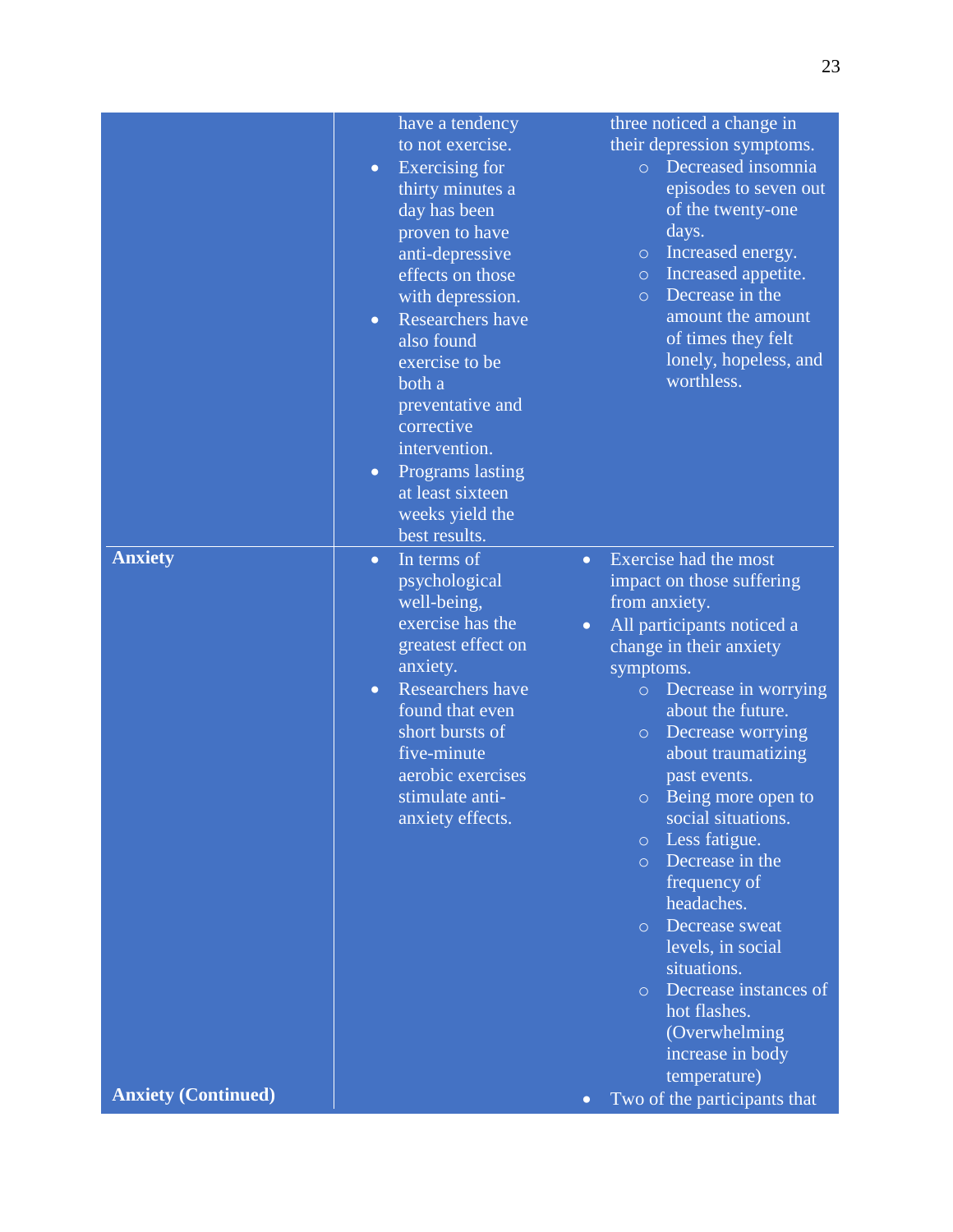| | | |
|---|---|---|
| | have a tendency to not exercise.<br>• Exercising for thirty minutes a day has been proven to have anti-depressive effects on those with depression.<br>• Researchers have also found exercise to be both a preventative and corrective intervention.<br>• Programs lasting at least sixteen weeks yield the best results. | three noticed a change in their depression symptoms.<br>&nbsp;&nbsp;&nbsp;&nbsp;○ Decreased insomnia episodes to seven out of the twenty-one days.<br>&nbsp;&nbsp;&nbsp;&nbsp;○ Increased energy.<br>&nbsp;&nbsp;&nbsp;&nbsp;○ Increased appetite.<br>&nbsp;&nbsp;&nbsp;&nbsp;○ Decrease in the amount the amount of times they felt lonely, hopeless, and worthless. |
| **Anxiety** | • In terms of psychological well-being, exercise has the greatest effect on anxiety.<br>• Researchers have found that even short bursts of five-minute aerobic exercises stimulate anti-anxiety effects. | • Exercise had the most impact on those suffering from anxiety.<br>• All participants noticed a change in their anxiety symptoms.<br>&nbsp;&nbsp;&nbsp;&nbsp;○ Decrease in worrying about the future.<br>&nbsp;&nbsp;&nbsp;&nbsp;○ Decrease worrying about traumatizing past events.<br>&nbsp;&nbsp;&nbsp;&nbsp;○ Being more open to social situations.<br>&nbsp;&nbsp;&nbsp;&nbsp;○ Less fatigue.<br>&nbsp;&nbsp;&nbsp;&nbsp;○ Decrease in the frequency of headaches.<br>&nbsp;&nbsp;&nbsp;&nbsp;○ Decrease sweat levels, in social situations.<br>&nbsp;&nbsp;&nbsp;&nbsp;○ Decrease instances of hot flashes. (Overwhelming increase in body temperature) |
| **Anxiety (Continued)** | | • Two of the participants that |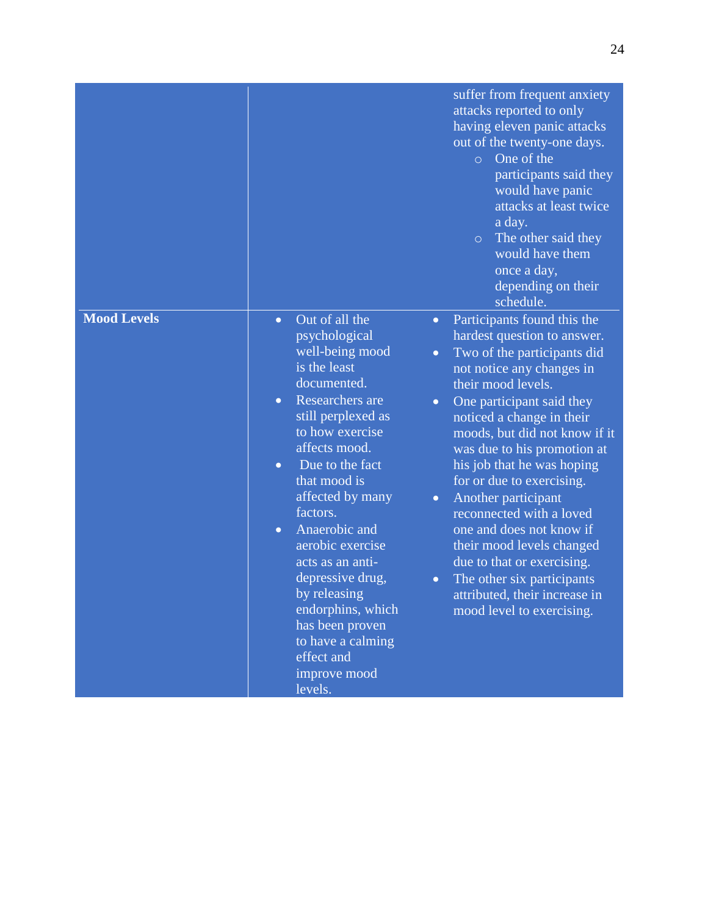| | | |
|---|---|---|
| | | suffer from frequent anxiety attacks reported to only having eleven panic attacks out of the twenty-one days.<br>○ One of the participants said they would have panic attacks at least twice a day.<br>○ The other said they would have them once a day, depending on their schedule. |
| **Mood Levels** | • Out of all the psychological well-being mood is the least documented.<br>• Researchers are still perplexed as to how exercise affects mood.<br>• Due to the fact that mood is affected by many factors.<br>• Anaerobic and aerobic exercise acts as an anti-depressive drug, by releasing endorphins, which has been proven to have a calming effect and improve mood levels. | • Participants found this the hardest question to answer.<br>• Two of the participants did not notice any changes in their mood levels.<br>• One participant said they noticed a change in their moods, but did not know if it was due to his promotion at his job that he was hoping for or due to exercising.<br>• Another participant reconnected with a loved one and does not know if their mood levels changed due to that or exercising.<br>• The other six participants attributed, their increase in mood level to exercising. |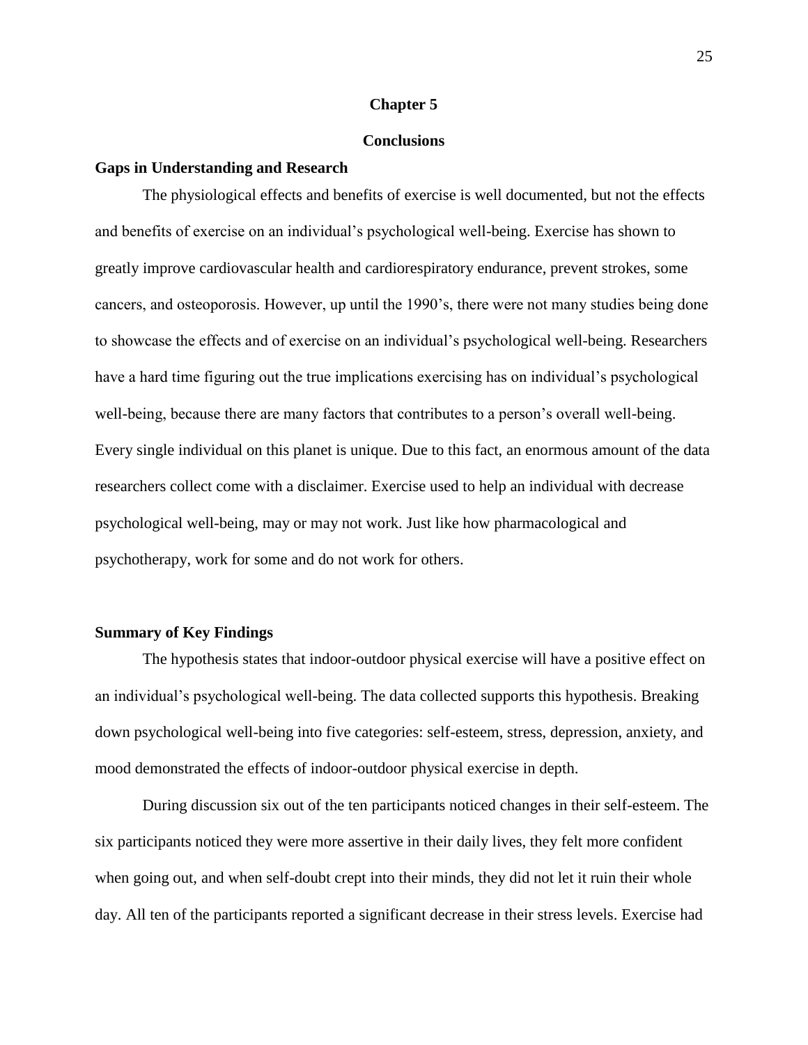# Chapter 5

## Conclusions

### Gaps in Understanding and Research

The physiological effects and benefits of exercise is well documented, but not the effects and benefits of exercise on an individual's psychological well-being. Exercise has shown to greatly improve cardiovascular health and cardiorespiratory endurance, prevent strokes, some cancers, and osteoporosis. However, up until the 1990's, there were not many studies being done to showcase the effects and of exercise on an individual's psychological well-being. Researchers have a hard time figuring out the true implications exercising has on individual's psychological well-being, because there are many factors that contributes to a person's overall well-being. Every single individual on this planet is unique. Due to this fact, an enormous amount of the data researchers collect come with a disclaimer. Exercise used to help an individual with decrease psychological well-being, may or may not work. Just like how pharmacological and psychotherapy, work for some and do not work for others.

### Summary of Key Findings

The hypothesis states that indoor-outdoor physical exercise will have a positive effect on an individual's psychological well-being. The data collected supports this hypothesis. Breaking down psychological well-being into five categories: self-esteem, stress, depression, anxiety, and mood demonstrated the effects of indoor-outdoor physical exercise in depth.

During discussion six out of the ten participants noticed changes in their self-esteem. The six participants noticed they were more assertive in their daily lives, they felt more confident when going out, and when self-doubt crept into their minds, they did not let it ruin their whole day. All ten of the participants reported a significant decrease in their stress levels. Exercise had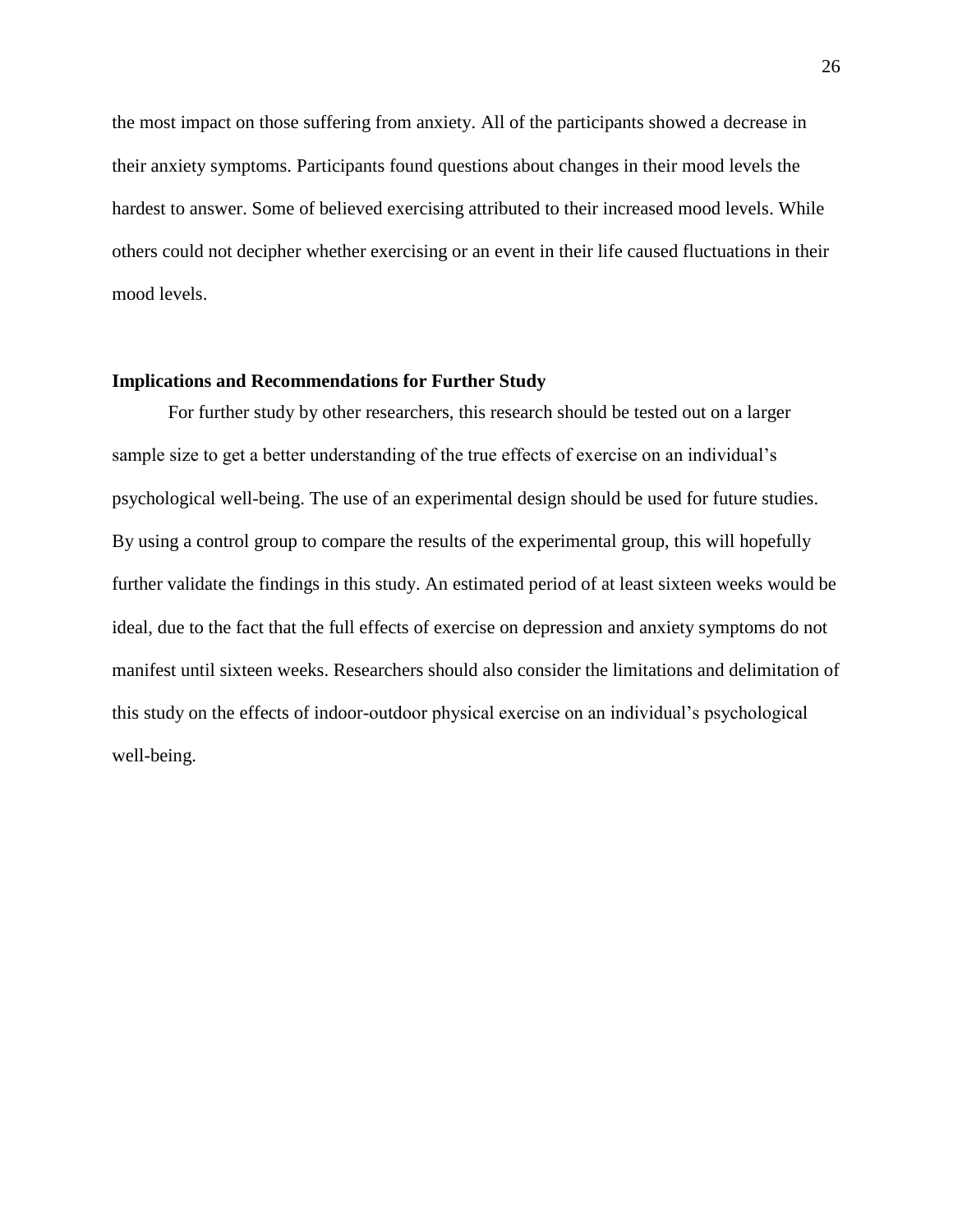the most impact on those suffering from anxiety. All of the participants showed a decrease in their anxiety symptoms. Participants found questions about changes in their mood levels the hardest to answer. Some of believed exercising attributed to their increased mood levels. While others could not decipher whether exercising or an event in their life caused fluctuations in their mood levels.

**Implications and Recommendations for Further Study**

For further study by other researchers, this research should be tested out on a larger sample size to get a better understanding of the true effects of exercise on an individual's psychological well-being. The use of an experimental design should be used for future studies. By using a control group to compare the results of the experimental group, this will hopefully further validate the findings in this study. An estimated period of at least sixteen weeks would be ideal, due to the fact that the full effects of exercise on depression and anxiety symptoms do not manifest until sixteen weeks. Researchers should also consider the limitations and delimitation of this study on the effects of indoor-outdoor physical exercise on an individual's psychological well-being.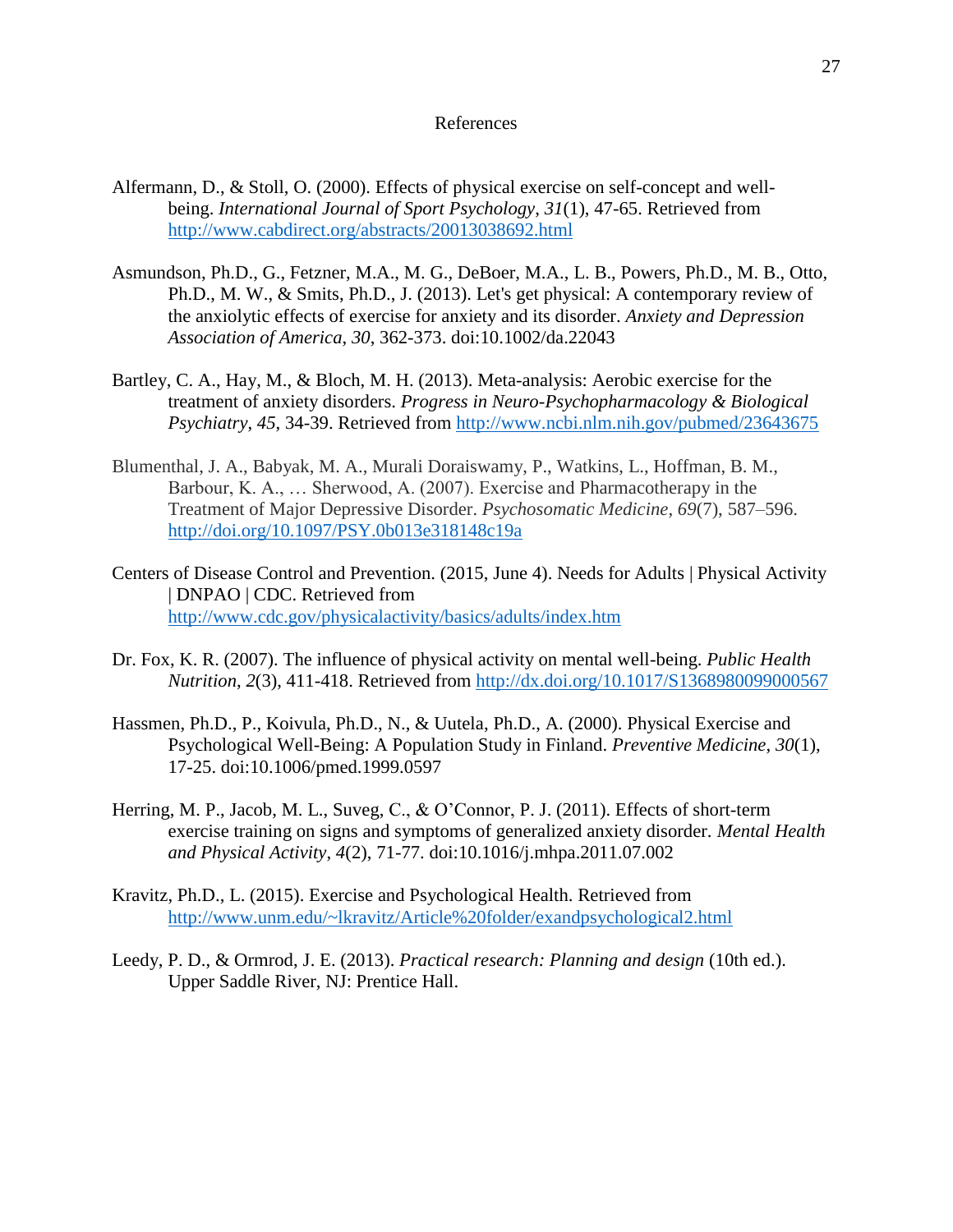# References

Alfermann, D., & Stoll, O. (2000). Effects of physical exercise on self-concept and well-being. *International Journal of Sport Psychology*, *31*(1), 47-65. Retrieved from http://www.cabdirect.org/abstracts/20013038692.html

Asmundson, Ph.D., G., Fetzner, M.A., M. G., DeBoer, M.A., L. B., Powers, Ph.D., M. B., Otto, Ph.D., M. W., & Smits, Ph.D., J. (2013). Let's get physical: A contemporary review of the anxiolytic effects of exercise for anxiety and its disorder. *Anxiety and Depression Association of America*, *30*, 362-373. doi:10.1002/da.22043

Bartley, C. A., Hay, M., & Bloch, M. H. (2013). Meta-analysis: Aerobic exercise for the treatment of anxiety disorders. *Progress in Neuro-Psychopharmacology & Biological Psychiatry*, *45*, 34-39. Retrieved from http://www.ncbi.nlm.nih.gov/pubmed/23643675

Blumenthal, J. A., Babyak, M. A., Murali Doraiswamy, P., Watkins, L., Hoffman, B. M., Barbour, K. A., … Sherwood, A. (2007). Exercise and Pharmacotherapy in the Treatment of Major Depressive Disorder. *Psychosomatic Medicine*, *69*(7), 587–596. http://doi.org/10.1097/PSY.0b013e318148c19a

Centers of Disease Control and Prevention. (2015, June 4). Needs for Adults | Physical Activity | DNPAO | CDC. Retrieved from http://www.cdc.gov/physicalactivity/basics/adults/index.htm

Dr. Fox, K. R. (2007). The influence of physical activity on mental well-being. *Public Health Nutrition*, *2*(3), 411-418. Retrieved from http://dx.doi.org/10.1017/S1368980099000567

Hassmen, Ph.D., P., Koivula, Ph.D., N., & Uutela, Ph.D., A. (2000). Physical Exercise and Psychological Well-Being: A Population Study in Finland. *Preventive Medicine*, *30*(1), 17-25. doi:10.1006/pmed.1999.0597

Herring, M. P., Jacob, M. L., Suveg, C., & O'Connor, P. J. (2011). Effects of short-term exercise training on signs and symptoms of generalized anxiety disorder. *Mental Health and Physical Activity*, *4*(2), 71-77. doi:10.1016/j.mhpa.2011.07.002

Kravitz, Ph.D., L. (2015). Exercise and Psychological Health. Retrieved from http://www.unm.edu/~lkravitz/Article%20folder/exandpsychological2.html

Leedy, P. D., & Ormrod, J. E. (2013). *Practical research: Planning and design* (10th ed.). Upper Saddle River, NJ: Prentice Hall.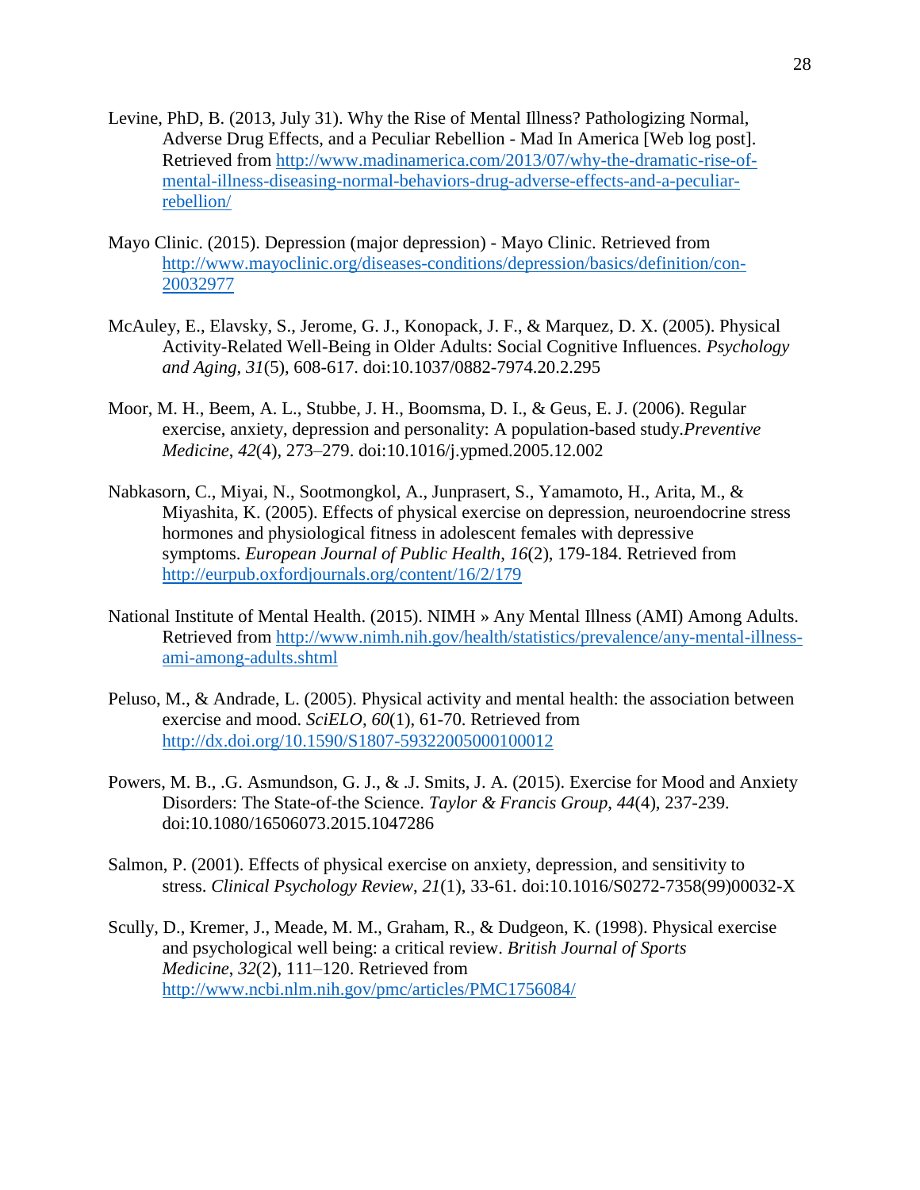Levine, PhD, B. (2013, July 31). Why the Rise of Mental Illness? Pathologizing Normal, Adverse Drug Effects, and a Peculiar Rebellion - Mad In America [Web log post]. Retrieved from http://www.madinamerica.com/2013/07/why-the-dramatic-rise-of-mental-illness-diseasing-normal-behaviors-drug-adverse-effects-and-a-peculiar-rebellion/

Mayo Clinic. (2015). Depression (major depression) - Mayo Clinic. Retrieved from http://www.mayoclinic.org/diseases-conditions/depression/basics/definition/con-20032977

McAuley, E., Elavsky, S., Jerome, G. J., Konopack, J. F., & Marquez, D. X. (2005). Physical Activity-Related Well-Being in Older Adults: Social Cognitive Influences. *Psychology and Aging*, *31*(5), 608-617. doi:10.1037/0882-7974.20.2.295

Moor, M. H., Beem, A. L., Stubbe, J. H., Boomsma, D. I., & Geus, E. J. (2006). Regular exercise, anxiety, depression and personality: A population-based study.*Preventive Medicine*, *42*(4), 273–279. doi:10.1016/j.ypmed.2005.12.002

Nabkasorn, C., Miyai, N., Sootmongkol, A., Junprasert, S., Yamamoto, H., Arita, M., & Miyashita, K. (2005). Effects of physical exercise on depression, neuroendocrine stress hormones and physiological fitness in adolescent females with depressive symptoms. *European Journal of Public Health*, *16*(2), 179-184. Retrieved from http://eurpub.oxfordjournals.org/content/16/2/179

National Institute of Mental Health. (2015). NIMH » Any Mental Illness (AMI) Among Adults. Retrieved from http://www.nimh.nih.gov/health/statistics/prevalence/any-mental-illness-ami-among-adults.shtml

Peluso, M., & Andrade, L. (2005). Physical activity and mental health: the association between exercise and mood. *SciELO*, *60*(1), 61-70. Retrieved from http://dx.doi.org/10.1590/S1807-59322005000100012

Powers, M. B., .G. Asmundson, G. J., & .J. Smits, J. A. (2015). Exercise for Mood and Anxiety Disorders: The State-of-the Science. *Taylor & Francis Group*, *44*(4), 237-239. doi:10.1080/16506073.2015.1047286

Salmon, P. (2001). Effects of physical exercise on anxiety, depression, and sensitivity to stress. *Clinical Psychology Review*, *21*(1), 33-61. doi:10.1016/S0272-7358(99)00032-X

Scully, D., Kremer, J., Meade, M. M., Graham, R., & Dudgeon, K. (1998). Physical exercise and psychological well being: a critical review. *British Journal of Sports Medicine*, *32*(2), 111–120. Retrieved from http://www.ncbi.nlm.nih.gov/pmc/articles/PMC1756084/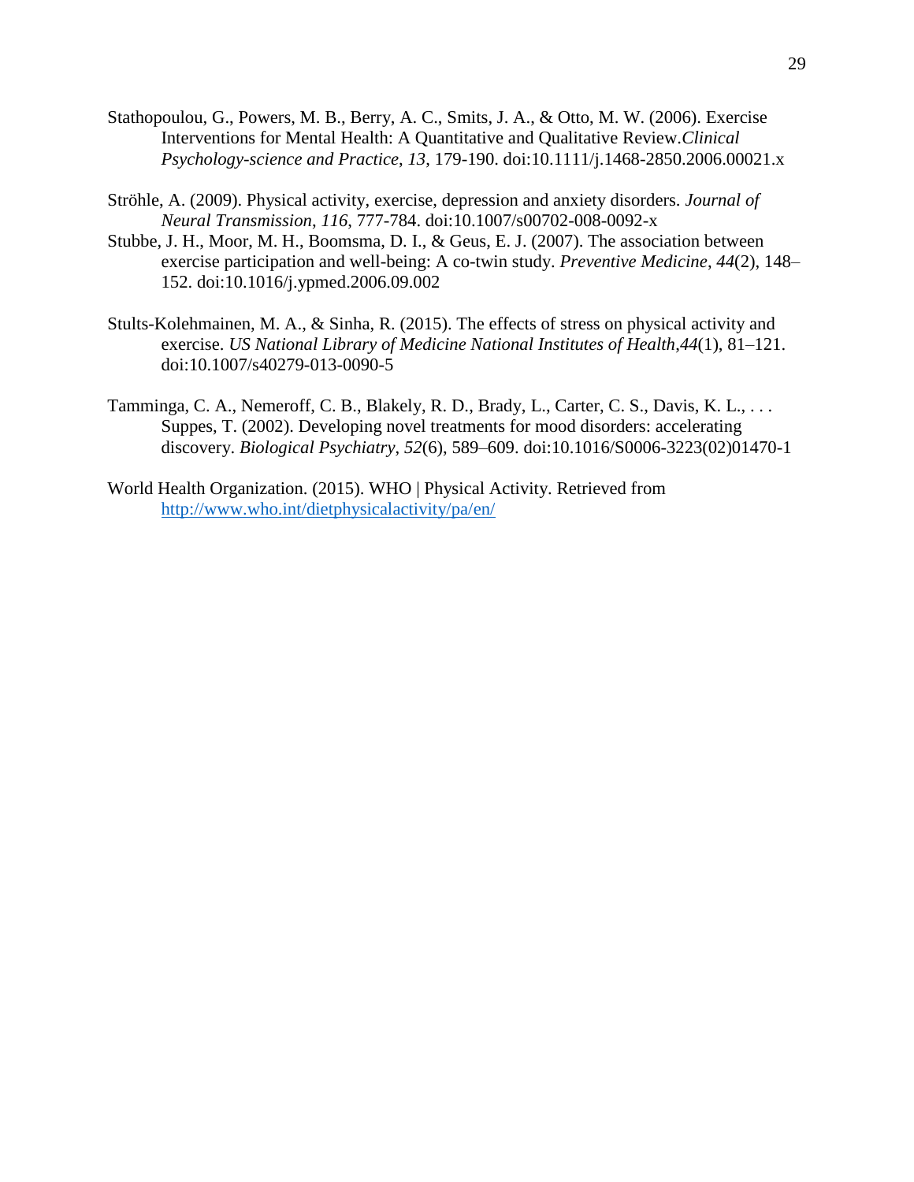Stathopoulou, G., Powers, M. B., Berry, A. C., Smits, J. A., & Otto, M. W. (2006). Exercise Interventions for Mental Health: A Quantitative and Qualitative Review.*Clinical Psychology-science and Practice*, *13*, 179-190. doi:10.1111/j.1468-2850.2006.00021.x

Ströhle, A. (2009). Physical activity, exercise, depression and anxiety disorders. *Journal of Neural Transmission*, *116*, 777-784. doi:10.1007/s00702-008-0092-x

Stubbe, J. H., Moor, M. H., Boomsma, D. I., & Geus, E. J. (2007). The association between exercise participation and well-being: A co-twin study. *Preventive Medicine*, *44*(2), 148–152. doi:10.1016/j.ypmed.2006.09.002

Stults-Kolehmainen, M. A., & Sinha, R. (2015). The effects of stress on physical activity and exercise. *US National Library of Medicine National Institutes of Health*,*44*(1), 81–121. doi:10.1007/s40279-013-0090-5

Tamminga, C. A., Nemeroff, C. B., Blakely, R. D., Brady, L., Carter, C. S., Davis, K. L., . . . Suppes, T. (2002). Developing novel treatments for mood disorders: accelerating discovery. *Biological Psychiatry*, *52*(6), 589–609. doi:10.1016/S0006-3223(02)01470-1

World Health Organization. (2015). WHO | Physical Activity. Retrieved from http://www.who.int/dietphysicalactivity/pa/en/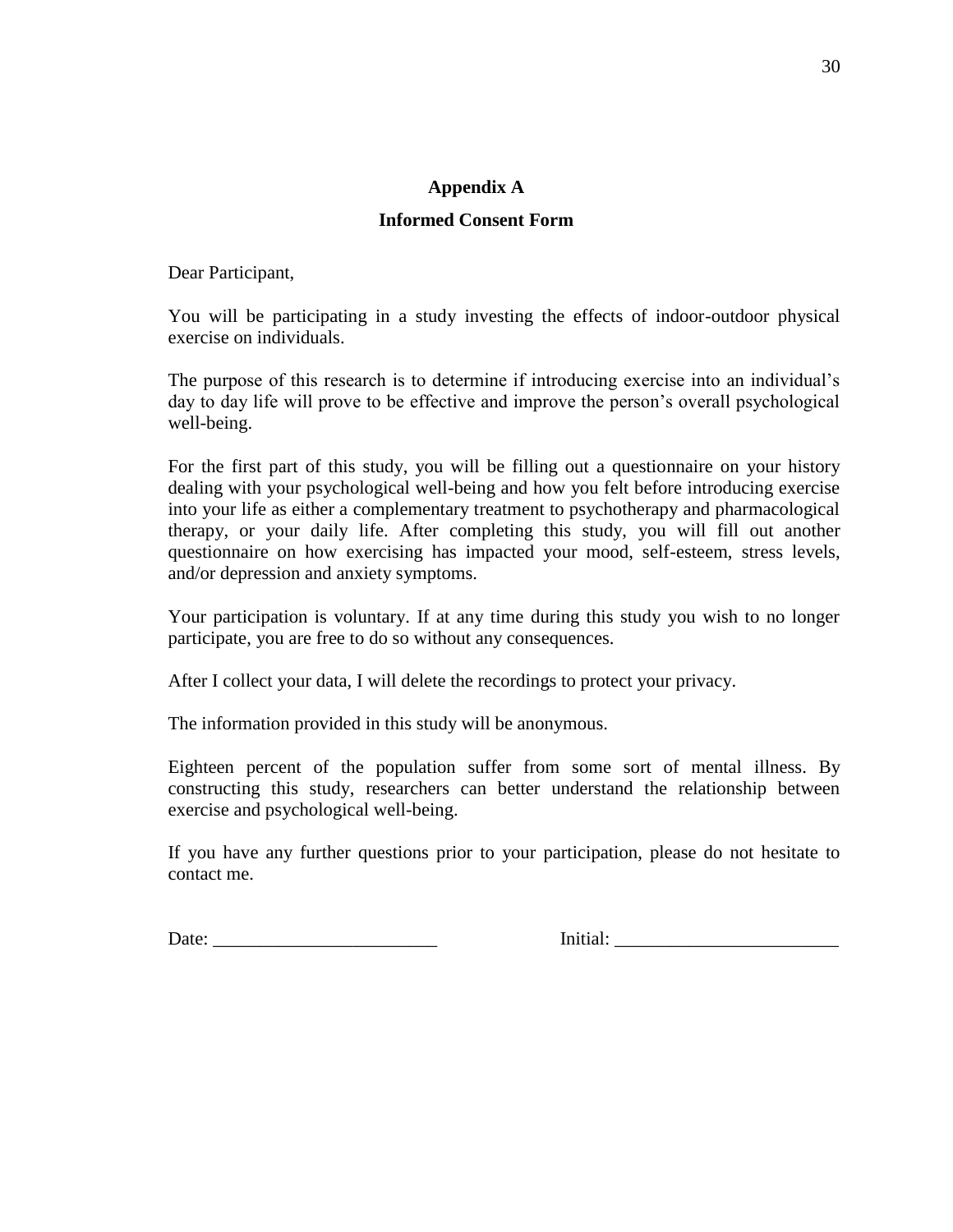## Appendix A

### Informed Consent Form

Dear Participant,

You will be participating in a study investing the effects of indoor-outdoor physical exercise on individuals.

The purpose of this research is to determine if introducing exercise into an individual's day to day life will prove to be effective and improve the person's overall psychological well-being.

For the first part of this study, you will be filling out a questionnaire on your history dealing with your psychological well-being and how you felt before introducing exercise into your life as either a complementary treatment to psychotherapy and pharmacological therapy, or your daily life. After completing this study, you will fill out another questionnaire on how exercising has impacted your mood, self-esteem, stress levels, and/or depression and anxiety symptoms.

Your participation is voluntary. If at any time during this study you wish to no longer participate, you are free to do so without any consequences.

After I collect your data, I will delete the recordings to protect your privacy.

The information provided in this study will be anonymous.

Eighteen percent of the population suffer from some sort of mental illness. By constructing this study, researchers can better understand the relationship between exercise and psychological well-being.

If you have any further questions prior to your participation, please do not hesitate to contact me.

Date: ________________________ Initial: ________________________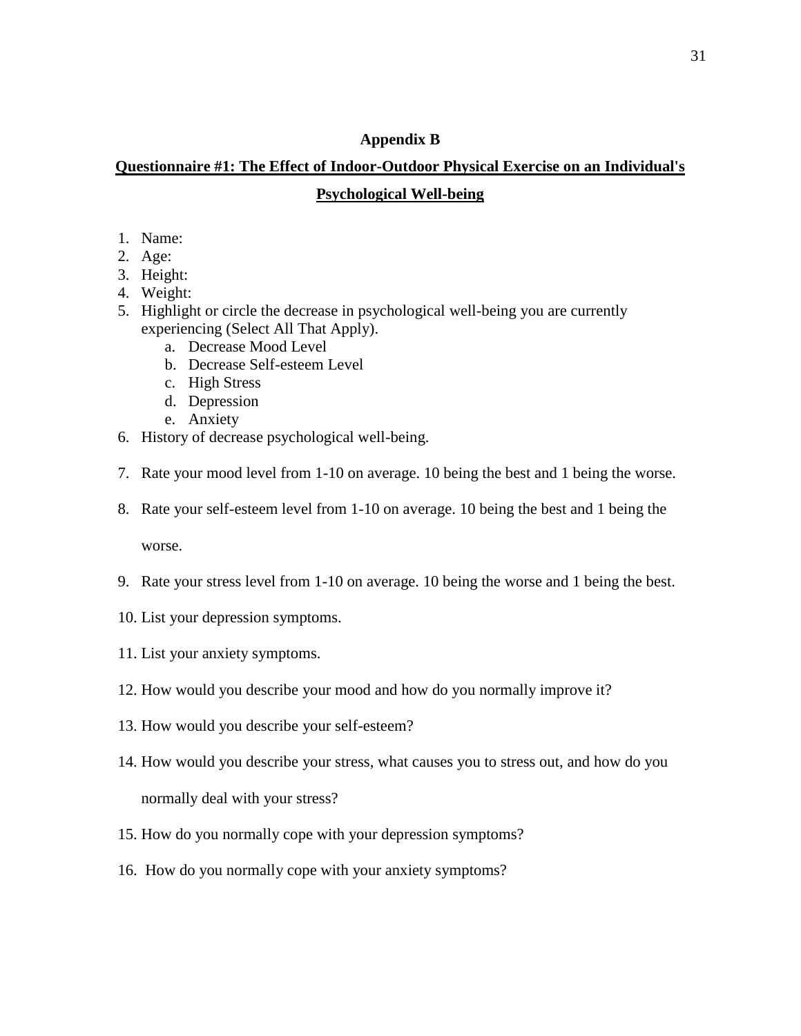**Appendix B**

**Questionnaire #1: The Effect of Indoor-Outdoor Physical Exercise on an Individual's Psychological Well-being**

1. Name:
2. Age:
3. Height:
4. Weight:
5. Highlight or circle the decrease in psychological well-being you are currently experiencing (Select All That Apply).
   a. Decrease Mood Level
   b. Decrease Self-esteem Level
   c. High Stress
   d. Depression
   e. Anxiety
6. History of decrease psychological well-being.
7. Rate your mood level from 1-10 on average. 10 being the best and 1 being the worse.
8. Rate your self-esteem level from 1-10 on average. 10 being the best and 1 being the worse.
9. Rate your stress level from 1-10 on average. 10 being the worse and 1 being the best.
10. List your depression symptoms.
11. List your anxiety symptoms.
12. How would you describe your mood and how do you normally improve it?
13. How would you describe your self-esteem?
14. How would you describe your stress, what causes you to stress out, and how do you normally deal with your stress?
15. How do you normally cope with your depression symptoms?
16. How do you normally cope with your anxiety symptoms?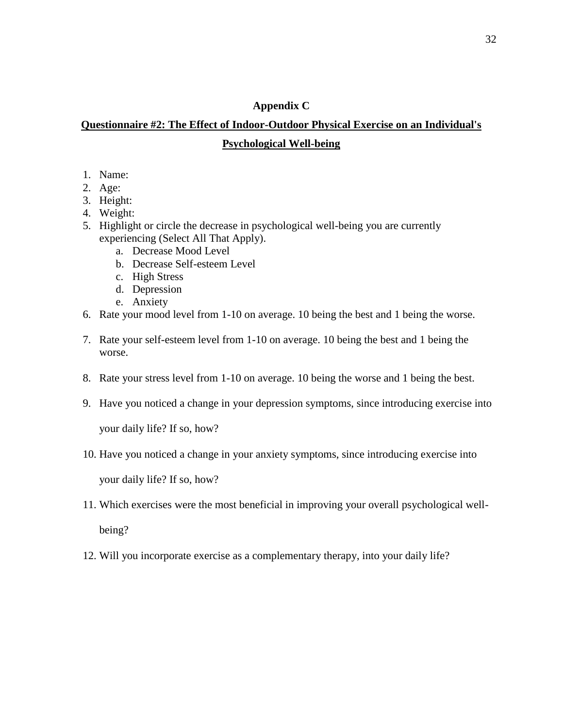## Appendix C

## Questionnaire #2: The Effect of Indoor-Outdoor Physical Exercise on an Individual's Psychological Well-being

1. Name:
2. Age:
3. Height:
4. Weight:
5. Highlight or circle the decrease in psychological well-being you are currently experiencing (Select All That Apply).
    a. Decrease Mood Level
    b. Decrease Self-esteem Level
    c. High Stress
    d. Depression
    e. Anxiety
6. Rate your mood level from 1-10 on average. 10 being the best and 1 being the worse.
7. Rate your self-esteem level from 1-10 on average. 10 being the best and 1 being the worse.
8. Rate your stress level from 1-10 on average. 10 being the worse and 1 being the best.
9. Have you noticed a change in your depression symptoms, since introducing exercise into your daily life? If so, how?
10. Have you noticed a change in your anxiety symptoms, since introducing exercise into your daily life? If so, how?
11. Which exercises were the most beneficial in improving your overall psychological well-being?
12. Will you incorporate exercise as a complementary therapy, into your daily life?